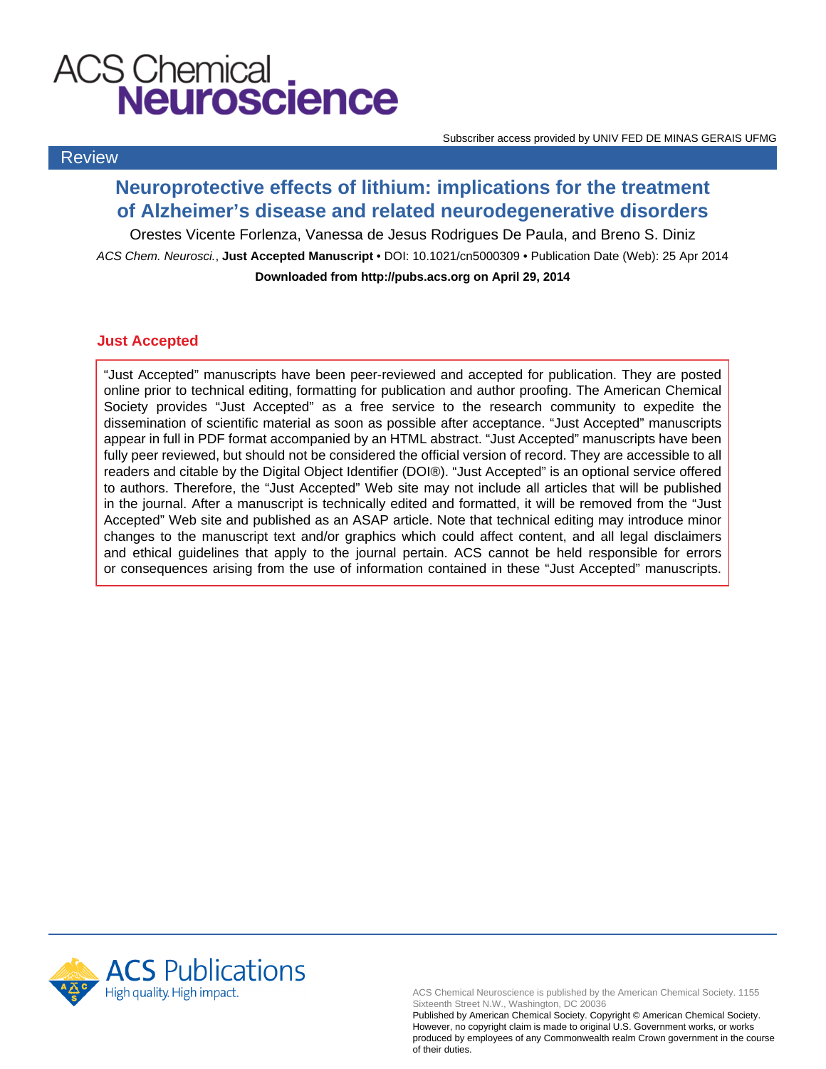# ACS Chemical Neuroscience

Subscriber access provided by UNIV FED DE MINAS GERAIS UFMG

Review

## Neuroprotective effects of lithium: implications for the treatment of Alzheimer's disease and related neurodegenerative disorders

Orestes Vicente Forlenza, Vanessa de Jesus Rodrigues De Paula, and Breno S. Diniz

*ACS Chem. Neurosci.*, **Just Accepted Manuscript** • DOI: 10.1021/cn5000309 • Publication Date (Web): 25 Apr 2014

**Downloaded from http://pubs.acs.org on April 29, 2014**

### Just Accepted

"Just Accepted" manuscripts have been peer-reviewed and accepted for publication. They are posted online prior to technical editing, formatting for publication and author proofing. The American Chemical Society provides "Just Accepted" as a free service to the research community to expedite the dissemination of scientific material as soon as possible after acceptance. "Just Accepted" manuscripts appear in full in PDF format accompanied by an HTML abstract. "Just Accepted" manuscripts have been fully peer reviewed, but should not be considered the official version of record. They are accessible to all readers and citable by the Digital Object Identifier (DOI®). "Just Accepted" is an optional service offered to authors. Therefore, the "Just Accepted" Web site may not include all articles that will be published in the journal. After a manuscript is technically edited and formatted, it will be removed from the "Just Accepted" Web site and published as an ASAP article. Note that technical editing may introduce minor changes to the manuscript text and/or graphics which could affect content, and all legal disclaimers and ethical guidelines that apply to the journal pertain. ACS cannot be held responsible for errors or consequences arising from the use of information contained in these "Just Accepted" manuscripts.

ACS Publications
High quality. High impact.

ACS Chemical Neuroscience is published by the American Chemical Society. 1155 Sixteenth Street N.W., Washington, DC 20036
Published by American Chemical Society. Copyright © American Chemical Society. However, no copyright claim is made to original U.S. Government works, or works produced by employees of any Commonwealth realm Crown government in the course of their duties.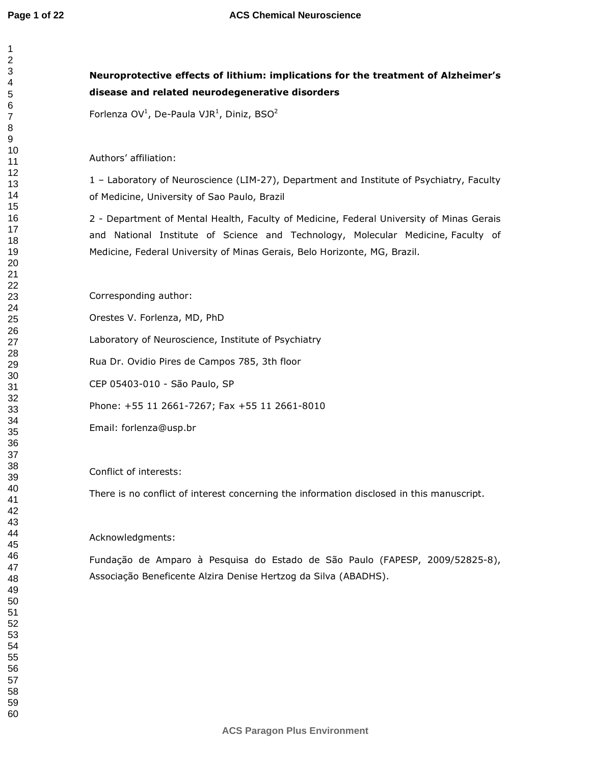**Neuroprotective effects of lithium: implications for the treatment of Alzheimer's disease and related neurodegenerative disorders**

Forlenza OV[1], De-Paula VJR[1], Diniz, BSO[2]

Authors' affiliation:

1 – Laboratory of Neuroscience (LIM-27), Department and Institute of Psychiatry, Faculty of Medicine, University of Sao Paulo, Brazil

2 - Department of Mental Health, Faculty of Medicine, Federal University of Minas Gerais and National Institute of Science and Technology, Molecular Medicine, Faculty of Medicine, Federal University of Minas Gerais, Belo Horizonte, MG, Brazil.

Corresponding author:

Orestes V. Forlenza, MD, PhD

Laboratory of Neuroscience, Institute of Psychiatry

Rua Dr. Ovidio Pires de Campos 785, 3th floor

CEP 05403-010 - São Paulo, SP

Phone: +55 11 2661-7267; Fax +55 11 2661-8010

Email: forlenza@usp.br

Conflict of interests:

There is no conflict of interest concerning the information disclosed in this manuscript.

Acknowledgments:

Fundação de Amparo à Pesquisa do Estado de São Paulo (FAPESP, 2009/52825-8), Associação Beneficente Alzira Denise Hertzog da Silva (ABADHS).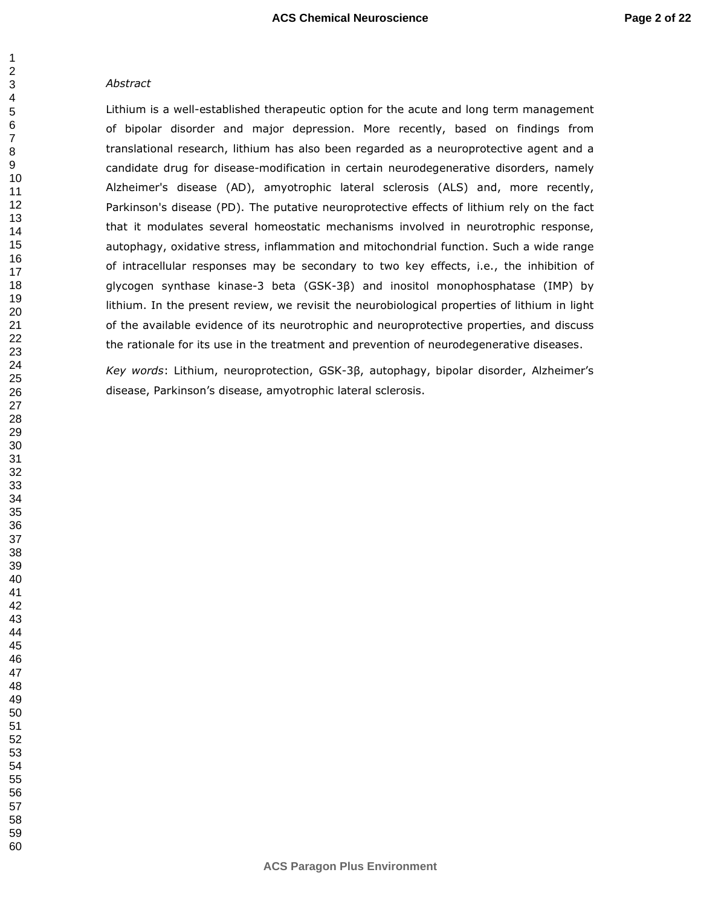*Abstract*

Lithium is a well-established therapeutic option for the acute and long term management of bipolar disorder and major depression. More recently, based on findings from translational research, lithium has also been regarded as a neuroprotective agent and a candidate drug for disease-modification in certain neurodegenerative disorders, namely Alzheimer's disease (AD), amyotrophic lateral sclerosis (ALS) and, more recently, Parkinson's disease (PD). The putative neuroprotective effects of lithium rely on the fact that it modulates several homeostatic mechanisms involved in neurotrophic response, autophagy, oxidative stress, inflammation and mitochondrial function. Such a wide range of intracellular responses may be secondary to two key effects, i.e., the inhibition of glycogen synthase kinase-3 beta (GSK-3β) and inositol monophosphatase (IMP) by lithium. In the present review, we revisit the neurobiological properties of lithium in light of the available evidence of its neurotrophic and neuroprotective properties, and discuss the rationale for its use in the treatment and prevention of neurodegenerative diseases.

*Key words*: Lithium, neuroprotection, GSK-3β, autophagy, bipolar disorder, Alzheimer's disease, Parkinson's disease, amyotrophic lateral sclerosis.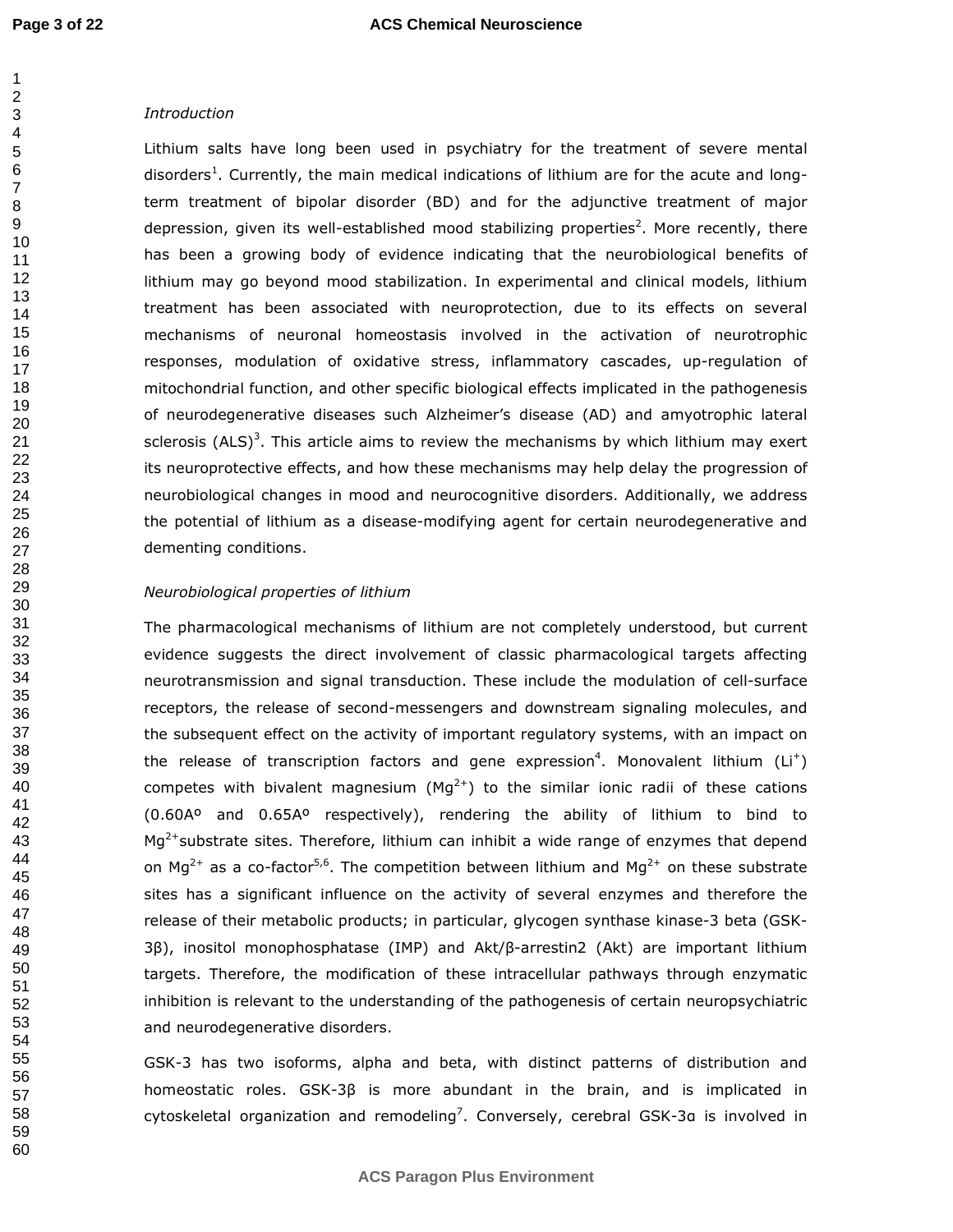*Introduction*

Lithium salts have long been used in psychiatry for the treatment of severe mental disorders[1]. Currently, the main medical indications of lithium are for the acute and long-term treatment of bipolar disorder (BD) and for the adjunctive treatment of major depression, given its well-established mood stabilizing properties[2]. More recently, there has been a growing body of evidence indicating that the neurobiological benefits of lithium may go beyond mood stabilization. In experimental and clinical models, lithium treatment has been associated with neuroprotection, due to its effects on several mechanisms of neuronal homeostasis involved in the activation of neurotrophic responses, modulation of oxidative stress, inflammatory cascades, up-regulation of mitochondrial function, and other specific biological effects implicated in the pathogenesis of neurodegenerative diseases such Alzheimer's disease (AD) and amyotrophic lateral sclerosis (ALS)[3]. This article aims to review the mechanisms by which lithium may exert its neuroprotective effects, and how these mechanisms may help delay the progression of neurobiological changes in mood and neurocognitive disorders. Additionally, we address the potential of lithium as a disease-modifying agent for certain neurodegenerative and dementing conditions.

*Neurobiological properties of lithium*

The pharmacological mechanisms of lithium are not completely understood, but current evidence suggests the direct involvement of classic pharmacological targets affecting neurotransmission and signal transduction. These include the modulation of cell-surface receptors, the release of second-messengers and downstream signaling molecules, and the subsequent effect on the activity of important regulatory systems, with an impact on the release of transcription factors and gene expression[4]. Monovalent lithium ($Li^{+}$) competes with bivalent magnesium ($Mg^{2+}$) to the similar ionic radii of these cations (0.60Aº and 0.65Aº respectively), rendering the ability of lithium to bind to $Mg^{2+}$substrate sites. Therefore, lithium can inhibit a wide range of enzymes that depend on $Mg^{2+}$ as a co-factor[5,6]. The competition between lithium and $Mg^{2+}$ on these substrate sites has a significant influence on the activity of several enzymes and therefore the release of their metabolic products; in particular, glycogen synthase kinase-3 beta (GSK-3β), inositol monophosphatase (IMP) and Akt/β-arrestin2 (Akt) are important lithium targets. Therefore, the modification of these intracellular pathways through enzymatic inhibition is relevant to the understanding of the pathogenesis of certain neuropsychiatric and neurodegenerative disorders.

GSK-3 has two isoforms, alpha and beta, with distinct patterns of distribution and homeostatic roles. GSK-3β is more abundant in the brain, and is implicated in cytoskeletal organization and remodeling[7]. Conversely, cerebral GSK-3α is involved in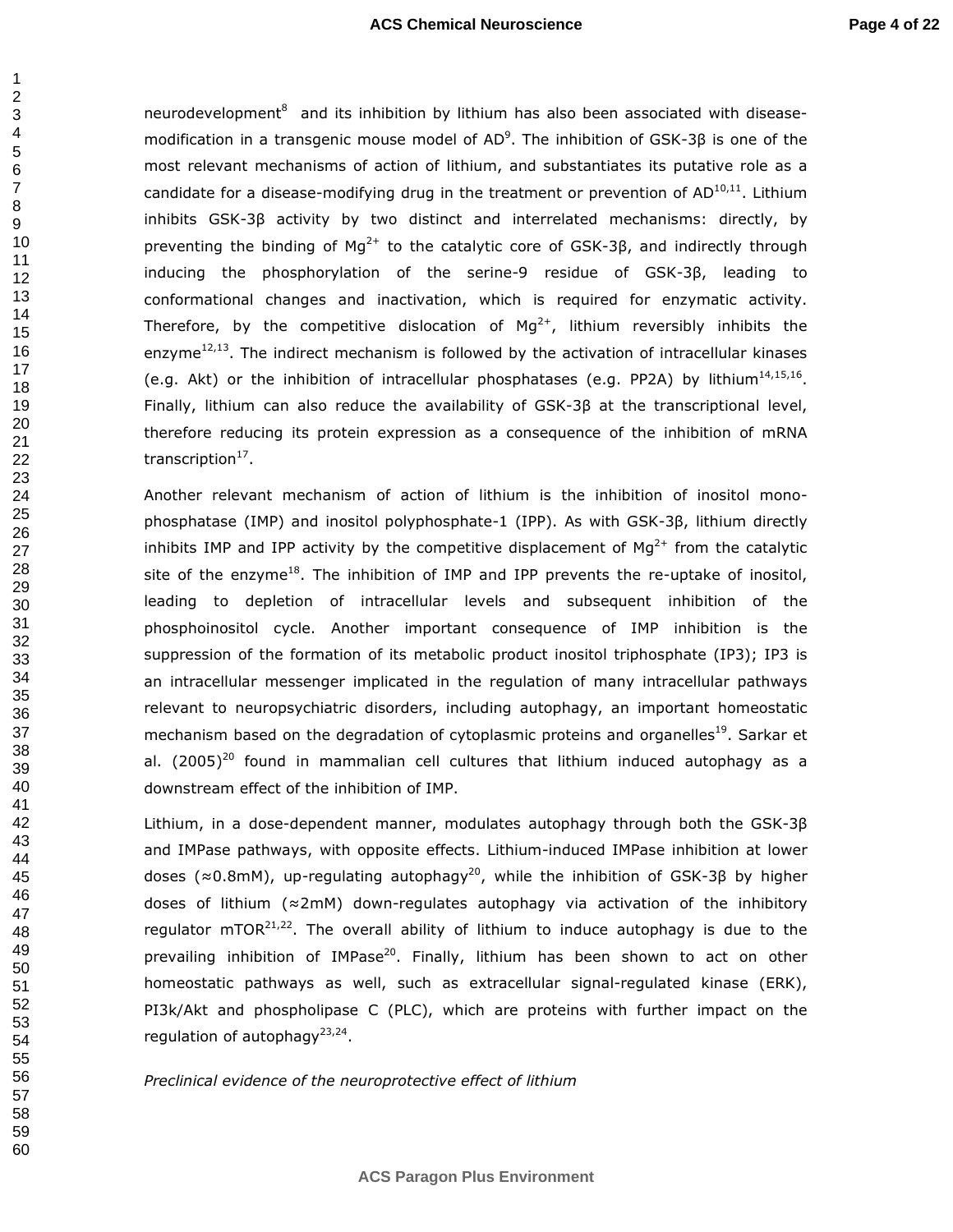neurodevelopment[8] and its inhibition by lithium has also been associated with disease-modification in a transgenic mouse model of AD[9]. The inhibition of GSK-3β is one of the most relevant mechanisms of action of lithium, and substantiates its putative role as a candidate for a disease-modifying drug in the treatment or prevention of AD[10,11]. Lithium inhibits GSK-3β activity by two distinct and interrelated mechanisms: directly, by preventing the binding of $Mg^{2+}$ to the catalytic core of GSK-3β, and indirectly through inducing the phosphorylation of the serine-9 residue of GSK-3β, leading to conformational changes and inactivation, which is required for enzymatic activity. Therefore, by the competitive dislocation of $Mg^{2+}$, lithium reversibly inhibits the enzyme[12,13]. The indirect mechanism is followed by the activation of intracellular kinases (e.g. Akt) or the inhibition of intracellular phosphatases (e.g. PP2A) by lithium[14,15,16]. Finally, lithium can also reduce the availability of GSK-3β at the transcriptional level, therefore reducing its protein expression as a consequence of the inhibition of mRNA transcription[17].

Another relevant mechanism of action of lithium is the inhibition of inositol mono-phosphatase (IMP) and inositol polyphosphate-1 (IPP). As with GSK-3β, lithium directly inhibits IMP and IPP activity by the competitive displacement of $Mg^{2+}$ from the catalytic site of the enzyme[18]. The inhibition of IMP and IPP prevents the re-uptake of inositol, leading to depletion of intracellular levels and subsequent inhibition of the phosphoinositol cycle. Another important consequence of IMP inhibition is the suppression of the formation of its metabolic product inositol triphosphate (IP3); IP3 is an intracellular messenger implicated in the regulation of many intracellular pathways relevant to neuropsychiatric disorders, including autophagy, an important homeostatic mechanism based on the degradation of cytoplasmic proteins and organelles[19]. Sarkar et al. (2005)[20] found in mammalian cell cultures that lithium induced autophagy as a downstream effect of the inhibition of IMP.

Lithium, in a dose-dependent manner, modulates autophagy through both the GSK-3β and IMPase pathways, with opposite effects. Lithium-induced IMPase inhibition at lower doses (≈0.8mM), up-regulating autophagy[20], while the inhibition of GSK-3β by higher doses of lithium (≈2mM) down-regulates autophagy via activation of the inhibitory regulator mTOR[21,22]. The overall ability of lithium to induce autophagy is due to the prevailing inhibition of IMPase[20]. Finally, lithium has been shown to act on other homeostatic pathways as well, such as extracellular signal-regulated kinase (ERK), PI3k/Akt and phospholipase C (PLC), which are proteins with further impact on the regulation of autophagy[23,24].

*Preclinical evidence of the neuroprotective effect of lithium*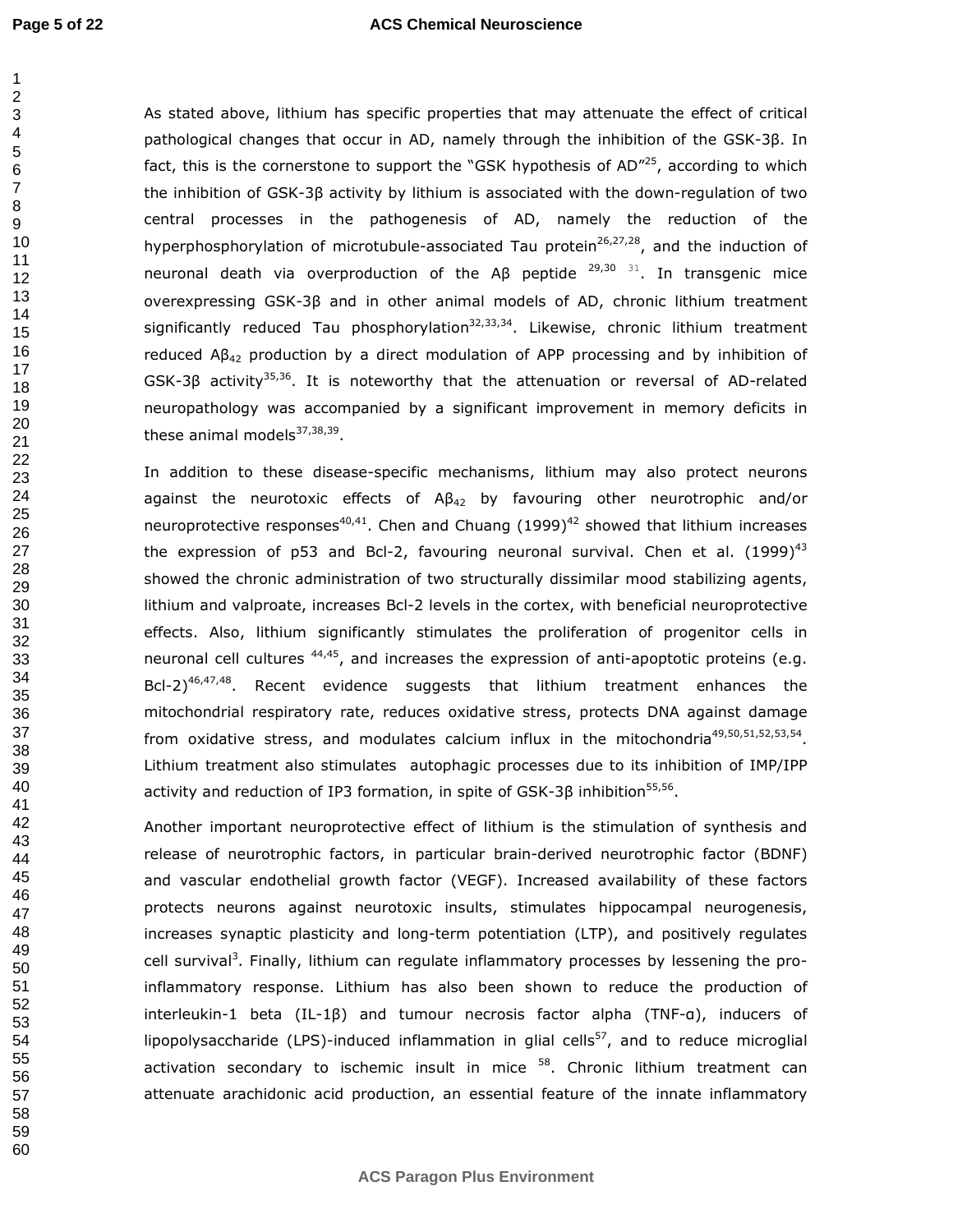As stated above, lithium has specific properties that may attenuate the effect of critical pathological changes that occur in AD, namely through the inhibition of the GSK-3β. In fact, this is the cornerstone to support the "GSK hypothesis of AD"[25], according to which the inhibition of GSK-3β activity by lithium is associated with the down-regulation of two central processes in the pathogenesis of AD, namely the reduction of the hyperphosphorylation of microtubule-associated Tau protein[26,27,28], and the induction of neuronal death via overproduction of the Aβ peptide [29,30] [31]. In transgenic mice overexpressing GSK-3β and in other animal models of AD, chronic lithium treatment significantly reduced Tau phosphorylation[32,33,34]. Likewise, chronic lithium treatment reduced $A\beta_{42}$ production by a direct modulation of APP processing and by inhibition of GSK-3β activity[35,36]. It is noteworthy that the attenuation or reversal of AD-related neuropathology was accompanied by a significant improvement in memory deficits in these animal models[37,38,39].

In addition to these disease-specific mechanisms, lithium may also protect neurons against the neurotoxic effects of $A\beta_{42}$ by favouring other neurotrophic and/or neuroprotective responses[40,41]. Chen and Chuang (1999)[42] showed that lithium increases the expression of p53 and Bcl-2, favouring neuronal survival. Chen et al. (1999)[43] showed the chronic administration of two structurally dissimilar mood stabilizing agents, lithium and valproate, increases Bcl-2 levels in the cortex, with beneficial neuroprotective effects. Also, lithium significantly stimulates the proliferation of progenitor cells in neuronal cell cultures [44,45], and increases the expression of anti-apoptotic proteins (e.g. Bcl-2)[46,47,48]. Recent evidence suggests that lithium treatment enhances the mitochondrial respiratory rate, reduces oxidative stress, protects DNA against damage from oxidative stress, and modulates calcium influx in the mitochondria[49,50,51,52,53,54]. Lithium treatment also stimulates autophagic processes due to its inhibition of IMP/IPP activity and reduction of IP3 formation, in spite of GSK-3β inhibition[55,56].

Another important neuroprotective effect of lithium is the stimulation of synthesis and release of neurotrophic factors, in particular brain-derived neurotrophic factor (BDNF) and vascular endothelial growth factor (VEGF). Increased availability of these factors protects neurons against neurotoxic insults, stimulates hippocampal neurogenesis, increases synaptic plasticity and long-term potentiation (LTP), and positively regulates cell survival[3]. Finally, lithium can regulate inflammatory processes by lessening the pro-inflammatory response. Lithium has also been shown to reduce the production of interleukin-1 beta (IL-1β) and tumour necrosis factor alpha (TNF-α), inducers of lipopolysaccharide (LPS)-induced inflammation in glial cells[57], and to reduce microglial activation secondary to ischemic insult in mice [58]. Chronic lithium treatment can attenuate arachidonic acid production, an essential feature of the innate inflammatory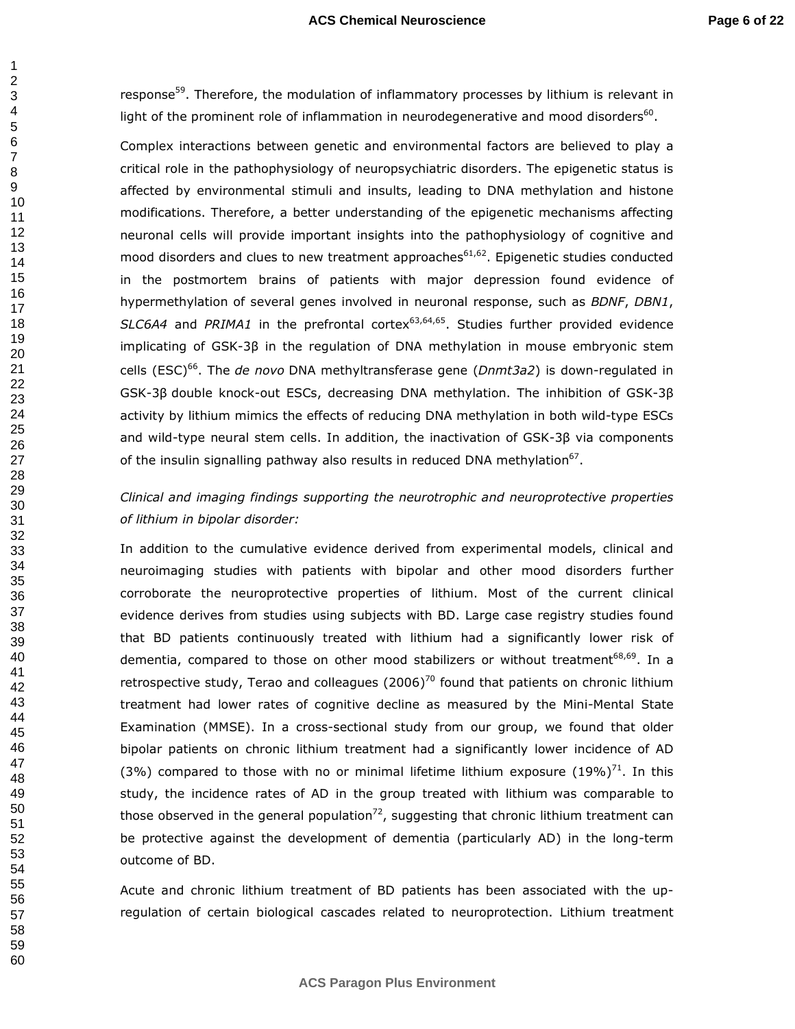response[59]. Therefore, the modulation of inflammatory processes by lithium is relevant in light of the prominent role of inflammation in neurodegenerative and mood disorders[60].

Complex interactions between genetic and environmental factors are believed to play a critical role in the pathophysiology of neuropsychiatric disorders. The epigenetic status is affected by environmental stimuli and insults, leading to DNA methylation and histone modifications. Therefore, a better understanding of the epigenetic mechanisms affecting neuronal cells will provide important insights into the pathophysiology of cognitive and mood disorders and clues to new treatment approaches[61,62]. Epigenetic studies conducted in the postmortem brains of patients with major depression found evidence of hypermethylation of several genes involved in neuronal response, such as *BDNF*, *DBN1*, *SLC6A4* and *PRIMA1* in the prefrontal cortex[63,64,65]. Studies further provided evidence implicating of GSK-3β in the regulation of DNA methylation in mouse embryonic stem cells (ESC)[66]. The *de novo* DNA methyltransferase gene (*Dnmt3a2*) is down-regulated in GSK-3β double knock-out ESCs, decreasing DNA methylation. The inhibition of GSK-3β activity by lithium mimics the effects of reducing DNA methylation in both wild-type ESCs and wild-type neural stem cells. In addition, the inactivation of GSK-3β via components of the insulin signalling pathway also results in reduced DNA methylation[67].

*Clinical and imaging findings supporting the neurotrophic and neuroprotective properties of lithium in bipolar disorder:*

In addition to the cumulative evidence derived from experimental models, clinical and neuroimaging studies with patients with bipolar and other mood disorders further corroborate the neuroprotective properties of lithium. Most of the current clinical evidence derives from studies using subjects with BD. Large case registry studies found that BD patients continuously treated with lithium had a significantly lower risk of dementia, compared to those on other mood stabilizers or without treatment[68,69]. In a retrospective study, Terao and colleagues (2006)[70] found that patients on chronic lithium treatment had lower rates of cognitive decline as measured by the Mini-Mental State Examination (MMSE). In a cross-sectional study from our group, we found that older bipolar patients on chronic lithium treatment had a significantly lower incidence of AD (3%) compared to those with no or minimal lifetime lithium exposure (19%)[71]. In this study, the incidence rates of AD in the group treated with lithium was comparable to those observed in the general population[72], suggesting that chronic lithium treatment can be protective against the development of dementia (particularly AD) in the long-term outcome of BD.

Acute and chronic lithium treatment of BD patients has been associated with the up-regulation of certain biological cascades related to neuroprotection. Lithium treatment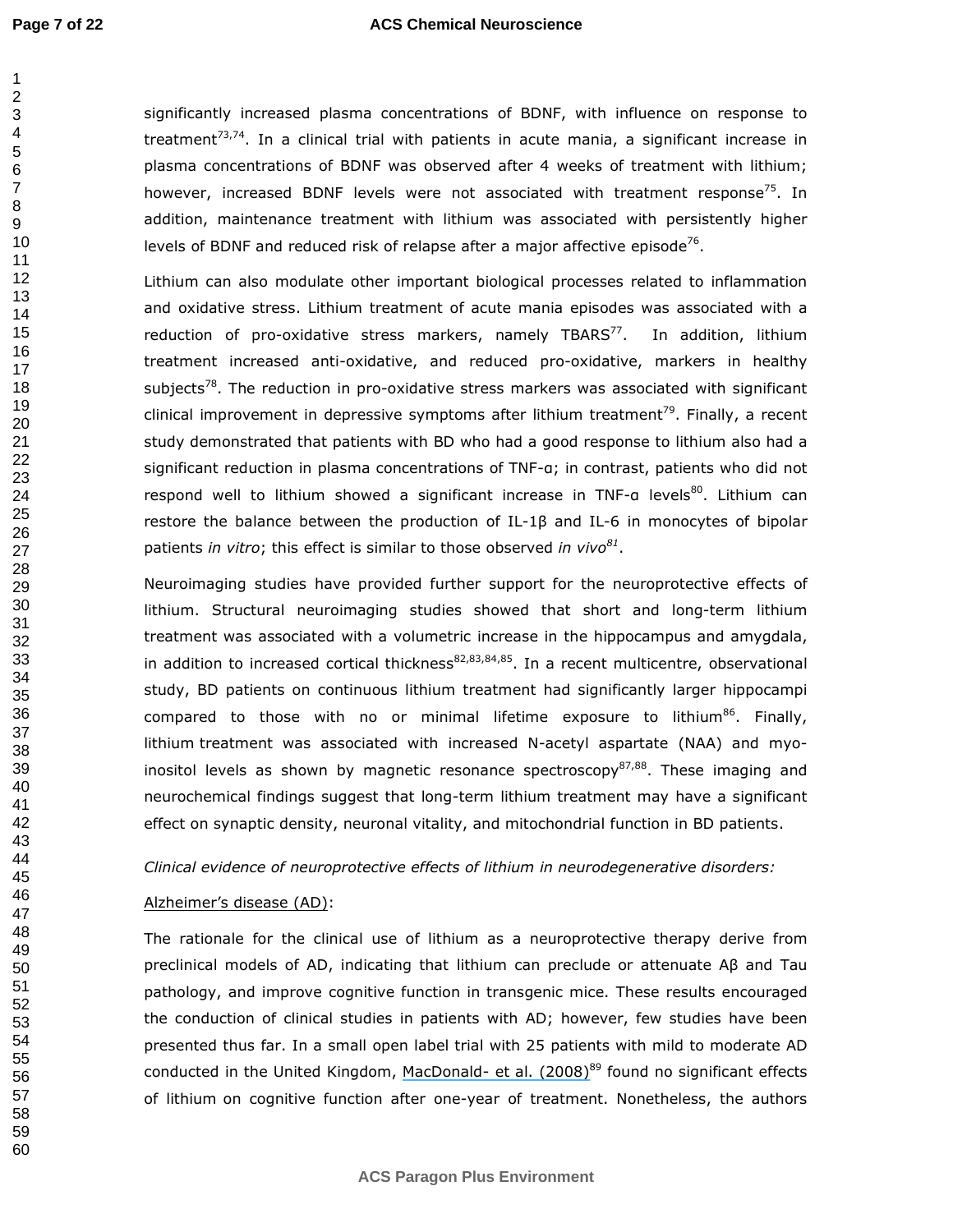significantly increased plasma concentrations of BDNF, with influence on response to treatment[73,74]. In a clinical trial with patients in acute mania, a significant increase in plasma concentrations of BDNF was observed after 4 weeks of treatment with lithium; however, increased BDNF levels were not associated with treatment response[75]. In addition, maintenance treatment with lithium was associated with persistently higher levels of BDNF and reduced risk of relapse after a major affective episode[76].

Lithium can also modulate other important biological processes related to inflammation and oxidative stress. Lithium treatment of acute mania episodes was associated with a reduction of pro-oxidative stress markers, namely TBARS[77]. In addition, lithium treatment increased anti-oxidative, and reduced pro-oxidative, markers in healthy subjects[78]. The reduction in pro-oxidative stress markers was associated with significant clinical improvement in depressive symptoms after lithium treatment[79]. Finally, a recent study demonstrated that patients with BD who had a good response to lithium also had a significant reduction in plasma concentrations of TNF-α; in contrast, patients who did not respond well to lithium showed a significant increase in TNF-α levels[80]. Lithium can restore the balance between the production of IL-1β and IL-6 in monocytes of bipolar patients *in vitro*; this effect is similar to those observed *in vivo*[81].

Neuroimaging studies have provided further support for the neuroprotective effects of lithium. Structural neuroimaging studies showed that short and long-term lithium treatment was associated with a volumetric increase in the hippocampus and amygdala, in addition to increased cortical thickness[82,83,84,85]. In a recent multicentre, observational study, BD patients on continuous lithium treatment had significantly larger hippocampi compared to those with no or minimal lifetime exposure to lithium[86]. Finally, lithium treatment was associated with increased N-acetyl aspartate (NAA) and myo-inositol levels as shown by magnetic resonance spectroscopy[87,88]. These imaging and neurochemical findings suggest that long-term lithium treatment may have a significant effect on synaptic density, neuronal vitality, and mitochondrial function in BD patients.

*Clinical evidence of neuroprotective effects of lithium in neurodegenerative disorders:*

Alzheimer's disease (AD):

The rationale for the clinical use of lithium as a neuroprotective therapy derive from preclinical models of AD, indicating that lithium can preclude or attenuate Aβ and Tau pathology, and improve cognitive function in transgenic mice. These results encouraged the conduction of clinical studies in patients with AD; however, few studies have been presented thus far. In a small open label trial with 25 patients with mild to moderate AD conducted in the United Kingdom, MacDonald- et al. (2008)[89] found no significant effects of lithium on cognitive function after one-year of treatment. Nonetheless, the authors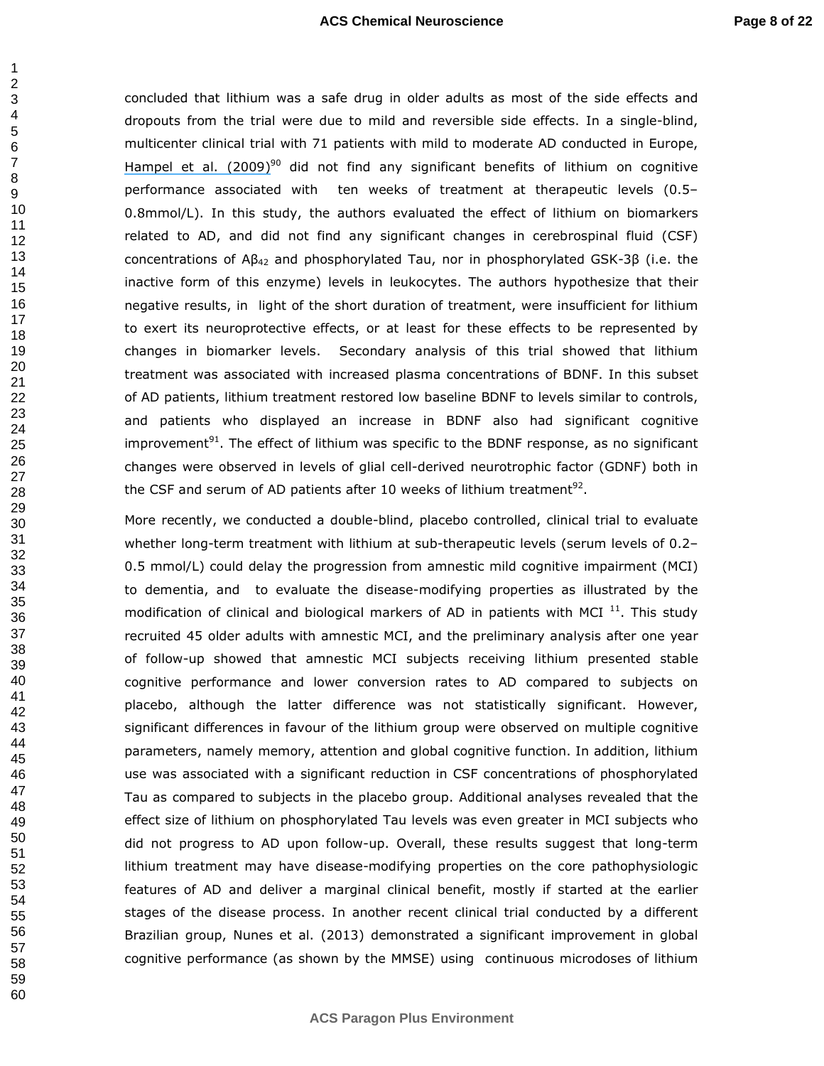concluded that lithium was a safe drug in older adults as most of the side effects and dropouts from the trial were due to mild and reversible side effects. In a single-blind, multicenter clinical trial with 71 patients with mild to moderate AD conducted in Europe, Hampel et al. (2009)[90] did not find any significant benefits of lithium on cognitive performance associated with ten weeks of treatment at therapeutic levels (0.5–0.8mmol/L). In this study, the authors evaluated the effect of lithium on biomarkers related to AD, and did not find any significant changes in cerebrospinal fluid (CSF) concentrations of $A\beta_{42}$ and phosphorylated Tau, nor in phosphorylated GSK-3β (i.e. the inactive form of this enzyme) levels in leukocytes. The authors hypothesize that their negative results, in light of the short duration of treatment, were insufficient for lithium to exert its neuroprotective effects, or at least for these effects to be represented by changes in biomarker levels. Secondary analysis of this trial showed that lithium treatment was associated with increased plasma concentrations of BDNF. In this subset of AD patients, lithium treatment restored low baseline BDNF to levels similar to controls, and patients who displayed an increase in BDNF also had significant cognitive improvement[91]. The effect of lithium was specific to the BDNF response, as no significant changes were observed in levels of glial cell-derived neurotrophic factor (GDNF) both in the CSF and serum of AD patients after 10 weeks of lithium treatment[92].

More recently, we conducted a double-blind, placebo controlled, clinical trial to evaluate whether long-term treatment with lithium at sub-therapeutic levels (serum levels of 0.2–0.5 mmol/L) could delay the progression from amnestic mild cognitive impairment (MCI) to dementia, and to evaluate the disease-modifying properties as illustrated by the modification of clinical and biological markers of AD in patients with MCI [11]. This study recruited 45 older adults with amnestic MCI, and the preliminary analysis after one year of follow-up showed that amnestic MCI subjects receiving lithium presented stable cognitive performance and lower conversion rates to AD compared to subjects on placebo, although the latter difference was not statistically significant. However, significant differences in favour of the lithium group were observed on multiple cognitive parameters, namely memory, attention and global cognitive function. In addition, lithium use was associated with a significant reduction in CSF concentrations of phosphorylated Tau as compared to subjects in the placebo group. Additional analyses revealed that the effect size of lithium on phosphorylated Tau levels was even greater in MCI subjects who did not progress to AD upon follow-up. Overall, these results suggest that long-term lithium treatment may have disease-modifying properties on the core pathophysiologic features of AD and deliver a marginal clinical benefit, mostly if started at the earlier stages of the disease process. In another recent clinical trial conducted by a different Brazilian group, Nunes et al. (2013) demonstrated a significant improvement in global cognitive performance (as shown by the MMSE) using continuous microdoses of lithium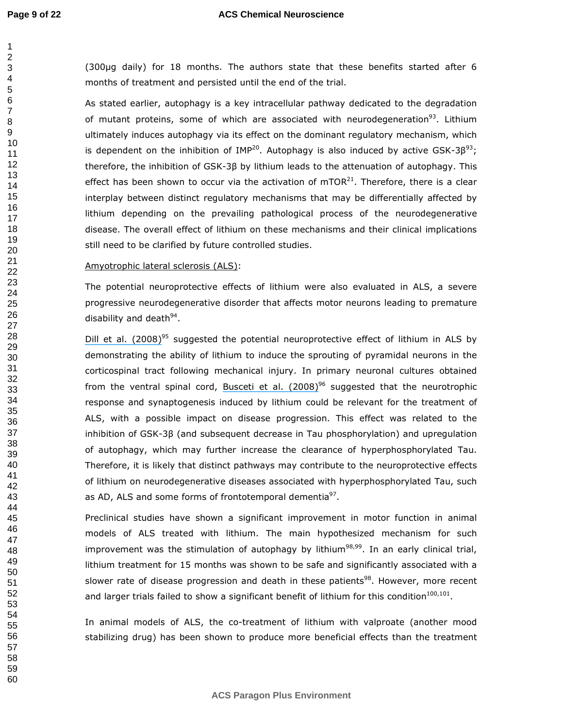(300μg daily) for 18 months. The authors state that these benefits started after 6 months of treatment and persisted until the end of the trial.

As stated earlier, autophagy is a key intracellular pathway dedicated to the degradation of mutant proteins, some of which are associated with neurodegeneration[93]. Lithium ultimately induces autophagy via its effect on the dominant regulatory mechanism, which is dependent on the inhibition of IMP[20]. Autophagy is also induced by active GSK-3β[93]; therefore, the inhibition of GSK-3β by lithium leads to the attenuation of autophagy. This effect has been shown to occur via the activation of mTOR[21]. Therefore, there is a clear interplay between distinct regulatory mechanisms that may be differentially affected by lithium depending on the prevailing pathological process of the neurodegenerative disease. The overall effect of lithium on these mechanisms and their clinical implications still need to be clarified by future controlled studies.

Amyotrophic lateral sclerosis (ALS):

The potential neuroprotective effects of lithium were also evaluated in ALS, a severe progressive neurodegenerative disorder that affects motor neurons leading to premature disability and death[94].

Dill et al. (2008)[95] suggested the potential neuroprotective effect of lithium in ALS by demonstrating the ability of lithium to induce the sprouting of pyramidal neurons in the corticospinal tract following mechanical injury. In primary neuronal cultures obtained from the ventral spinal cord, Busceti et al. (2008)[96] suggested that the neurotrophic response and synaptogenesis induced by lithium could be relevant for the treatment of ALS, with a possible impact on disease progression. This effect was related to the inhibition of GSK-3β (and subsequent decrease in Tau phosphorylation) and upregulation of autophagy, which may further increase the clearance of hyperphosphorylated Tau. Therefore, it is likely that distinct pathways may contribute to the neuroprotective effects of lithium on neurodegenerative diseases associated with hyperphosphorylated Tau, such as AD, ALS and some forms of frontotemporal dementia[97].

Preclinical studies have shown a significant improvement in motor function in animal models of ALS treated with lithium. The main hypothesized mechanism for such improvement was the stimulation of autophagy by lithium[98,99]. In an early clinical trial, lithium treatment for 15 months was shown to be safe and significantly associated with a slower rate of disease progression and death in these patients[98]. However, more recent and larger trials failed to show a significant benefit of lithium for this condition[100,101].

In animal models of ALS, the co-treatment of lithium with valproate (another mood stabilizing drug) has been shown to produce more beneficial effects than the treatment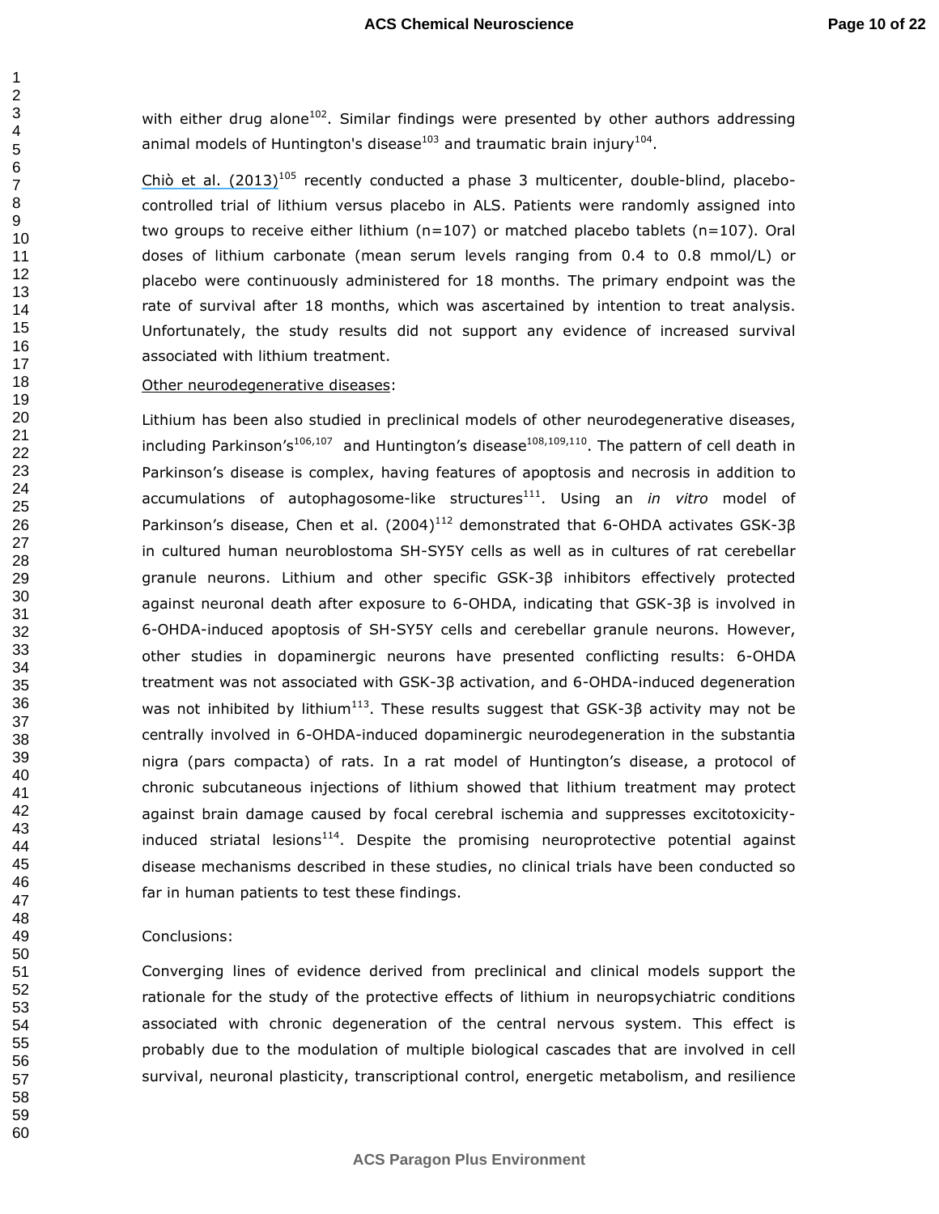with either drug alone[102]. Similar findings were presented by other authors addressing animal models of Huntington's disease[103] and traumatic brain injury[104].

Chiò et al. (2013)[105] recently conducted a phase 3 multicenter, double-blind, placebo-controlled trial of lithium versus placebo in ALS. Patients were randomly assigned into two groups to receive either lithium (n=107) or matched placebo tablets (n=107). Oral doses of lithium carbonate (mean serum levels ranging from 0.4 to 0.8 mmol/L) or placebo were continuously administered for 18 months. The primary endpoint was the rate of survival after 18 months, which was ascertained by intention to treat analysis. Unfortunately, the study results did not support any evidence of increased survival associated with lithium treatment.

Other neurodegenerative diseases:

Lithium has been also studied in preclinical models of other neurodegenerative diseases, including Parkinson's[106,107] and Huntington's disease[108,109,110]. The pattern of cell death in Parkinson's disease is complex, having features of apoptosis and necrosis in addition to accumulations of autophagosome-like structures[111]. Using an *in vitro* model of Parkinson's disease, Chen et al. (2004)[112] demonstrated that 6-OHDA activates GSK-3β in cultured human neuroblostoma SH-SY5Y cells as well as in cultures of rat cerebellar granule neurons. Lithium and other specific GSK-3β inhibitors effectively protected against neuronal death after exposure to 6-OHDA, indicating that GSK-3β is involved in 6-OHDA-induced apoptosis of SH-SY5Y cells and cerebellar granule neurons. However, other studies in dopaminergic neurons have presented conflicting results: 6-OHDA treatment was not associated with GSK-3β activation, and 6-OHDA-induced degeneration was not inhibited by lithium[113]. These results suggest that GSK-3β activity may not be centrally involved in 6-OHDA-induced dopaminergic neurodegeneration in the substantia nigra (pars compacta) of rats. In a rat model of Huntington's disease, a protocol of chronic subcutaneous injections of lithium showed that lithium treatment may protect against brain damage caused by focal cerebral ischemia and suppresses excitotoxicity-induced striatal lesions[114]. Despite the promising neuroprotective potential against disease mechanisms described in these studies, no clinical trials have been conducted so far in human patients to test these findings.

Conclusions:

Converging lines of evidence derived from preclinical and clinical models support the rationale for the study of the protective effects of lithium in neuropsychiatric conditions associated with chronic degeneration of the central nervous system. This effect is probably due to the modulation of multiple biological cascades that are involved in cell survival, neuronal plasticity, transcriptional control, energetic metabolism, and resilience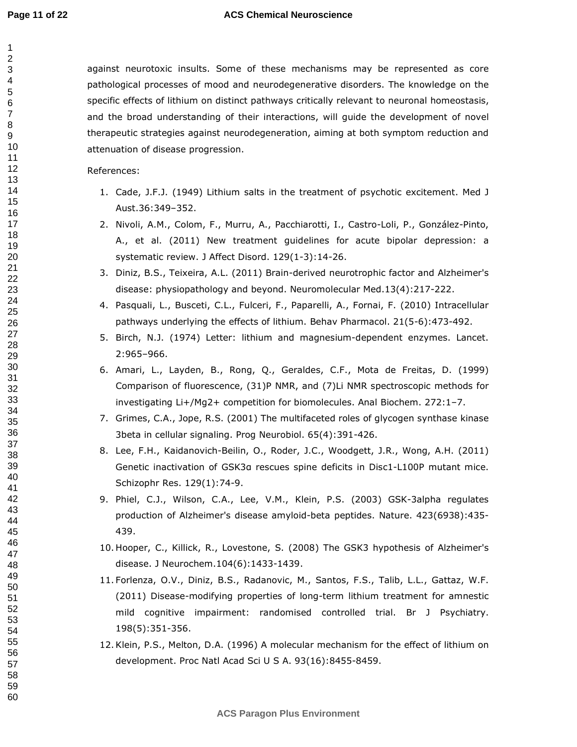against neurotoxic insults. Some of these mechanisms may be represented as core pathological processes of mood and neurodegenerative disorders. The knowledge on the specific effects of lithium on distinct pathways critically relevant to neuronal homeostasis, and the broad understanding of their interactions, will guide the development of novel therapeutic strategies against neurodegeneration, aiming at both symptom reduction and attenuation of disease progression.

References:

1. Cade, J.F.J. (1949) Lithium salts in the treatment of psychotic excitement. Med J Aust.36:349–352.
2. Nivoli, A.M., Colom, F., Murru, A., Pacchiarotti, I., Castro-Loli, P., González-Pinto, A., et al. (2011) New treatment guidelines for acute bipolar depression: a systematic review. J Affect Disord. 129(1-3):14-26.
3. Diniz, B.S., Teixeira, A.L. (2011) Brain-derived neurotrophic factor and Alzheimer's disease: physiopathology and beyond. Neuromolecular Med.13(4):217-222.
4. Pasquali, L., Busceti, C.L., Fulceri, F., Paparelli, A., Fornai, F. (2010) Intracellular pathways underlying the effects of lithium. Behav Pharmacol. 21(5-6):473-492.
5. Birch, N.J. (1974) Letter: lithium and magnesium-dependent enzymes. Lancet. 2:965–966.
6. Amari, L., Layden, B., Rong, Q., Geraldes, C.F., Mota de Freitas, D. (1999) Comparison of fluorescence, (31)P NMR, and (7)Li NMR spectroscopic methods for investigating Li+/Mg2+ competition for biomolecules. Anal Biochem. 272:1–7.
7. Grimes, C.A., Jope, R.S. (2001) The multifaceted roles of glycogen synthase kinase 3beta in cellular signaling. Prog Neurobiol. 65(4):391-426.
8. Lee, F.H., Kaidanovich-Beilin, O., Roder, J.C., Woodgett, J.R., Wong, A.H. (2011) Genetic inactivation of GSK3α rescues spine deficits in Disc1-L100P mutant mice. Schizophr Res. 129(1):74-9.
9. Phiel, C.J., Wilson, C.A., Lee, V.M., Klein, P.S. (2003) GSK-3alpha regulates production of Alzheimer's disease amyloid-beta peptides. Nature. 423(6938):435-439.
10. Hooper, C., Killick, R., Lovestone, S. (2008) The GSK3 hypothesis of Alzheimer's disease. J Neurochem.104(6):1433-1439.
11. Forlenza, O.V., Diniz, B.S., Radanovic, M., Santos, F.S., Talib, L.L., Gattaz, W.F. (2011) Disease-modifying properties of long-term lithium treatment for amnestic mild cognitive impairment: randomised controlled trial. Br J Psychiatry. 198(5):351-356.
12. Klein, P.S., Melton, D.A. (1996) A molecular mechanism for the effect of lithium on development. Proc Natl Acad Sci U S A. 93(16):8455-8459.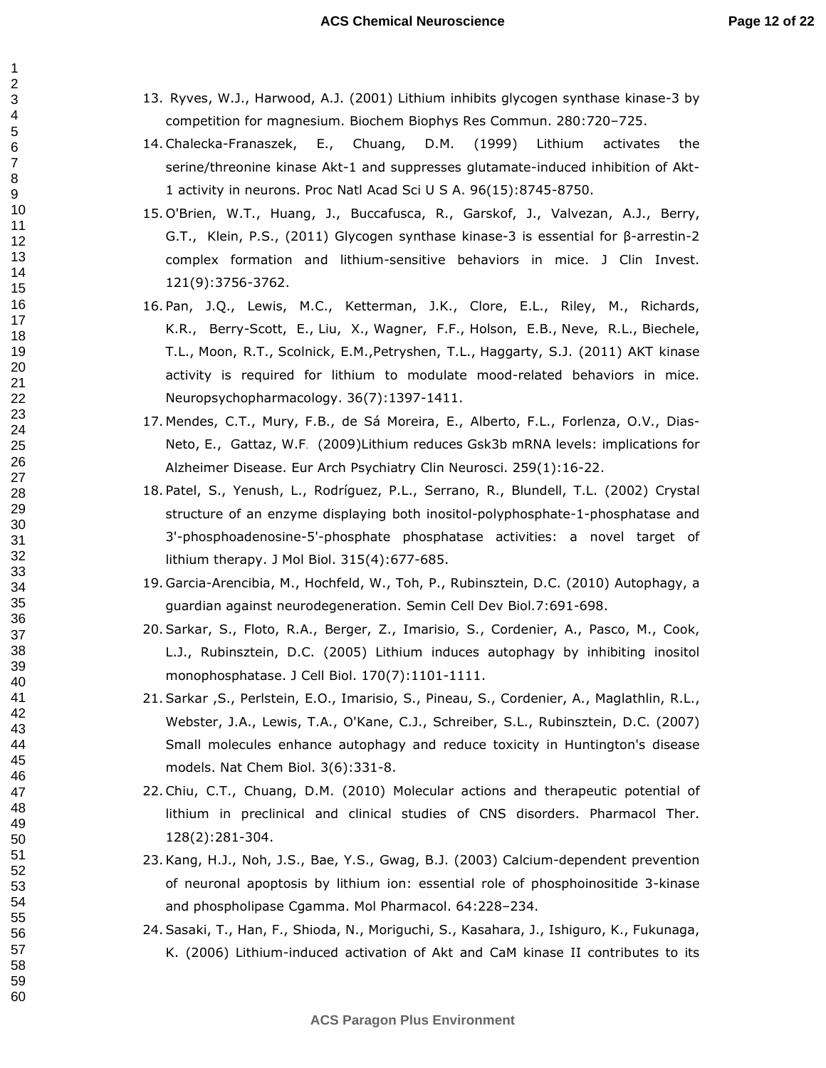13. Ryves, W.J., Harwood, A.J. (2001) Lithium inhibits glycogen synthase kinase-3 by competition for magnesium. Biochem Biophys Res Commun. 280:720–725.
14. Chalecka-Franaszek, E., Chuang, D.M. (1999) Lithium activates the serine/threonine kinase Akt-1 and suppresses glutamate-induced inhibition of Akt-1 activity in neurons. Proc Natl Acad Sci U S A. 96(15):8745-8750.
15. O'Brien, W.T., Huang, J., Buccafusca, R., Garskof, J., Valvezan, A.J., Berry, G.T., Klein, P.S., (2011) Glycogen synthase kinase-3 is essential for β-arrestin-2 complex formation and lithium-sensitive behaviors in mice. J Clin Invest. 121(9):3756-3762.
16. Pan, J.Q., Lewis, M.C., Ketterman, J.K., Clore, E.L., Riley, M., Richards, K.R., Berry-Scott, E., Liu, X., Wagner, F.F., Holson, E.B., Neve, R.L., Biechele, T.L., Moon, R.T., Scolnick, E.M.,Petryshen, T.L., Haggarty, S.J. (2011) AKT kinase activity is required for lithium to modulate mood-related behaviors in mice. Neuropsychopharmacology. 36(7):1397-1411.
17. Mendes, C.T., Mury, F.B., de Sá Moreira, E., Alberto, F.L., Forlenza, O.V., Dias-Neto, E., Gattaz, W.F. (2009)Lithium reduces Gsk3b mRNA levels: implications for Alzheimer Disease. Eur Arch Psychiatry Clin Neurosci. 259(1):16-22.
18. Patel, S., Yenush, L., Rodríguez, P.L., Serrano, R., Blundell, T.L. (2002) Crystal structure of an enzyme displaying both inositol-polyphosphate-1-phosphatase and 3'-phosphoadenosine-5'-phosphate phosphatase activities: a novel target of lithium therapy. J Mol Biol. 315(4):677-685.
19. Garcia-Arencibia, M., Hochfeld, W., Toh, P., Rubinsztein, D.C. (2010) Autophagy, a guardian against neurodegeneration. Semin Cell Dev Biol.7:691-698.
20. Sarkar, S., Floto, R.A., Berger, Z., Imarisio, S., Cordenier, A., Pasco, M., Cook, L.J., Rubinsztein, D.C. (2005) Lithium induces autophagy by inhibiting inositol monophosphatase. J Cell Biol. 170(7):1101-1111.
21. Sarkar ,S., Perlstein, E.O., Imarisio, S., Pineau, S., Cordenier, A., Maglathlin, R.L., Webster, J.A., Lewis, T.A., O'Kane, C.J., Schreiber, S.L., Rubinsztein, D.C. (2007) Small molecules enhance autophagy and reduce toxicity in Huntington's disease models. Nat Chem Biol. 3(6):331-8.
22. Chiu, C.T., Chuang, D.M. (2010) Molecular actions and therapeutic potential of lithium in preclinical and clinical studies of CNS disorders. Pharmacol Ther. 128(2):281-304.
23. Kang, H.J., Noh, J.S., Bae, Y.S., Gwag, B.J. (2003) Calcium-dependent prevention of neuronal apoptosis by lithium ion: essential role of phosphoinositide 3-kinase and phospholipase Cgamma. Mol Pharmacol. 64:228–234.
24. Sasaki, T., Han, F., Shioda, N., Moriguchi, S., Kasahara, J., Ishiguro, K., Fukunaga, K. (2006) Lithium-induced activation of Akt and CaM kinase II contributes to its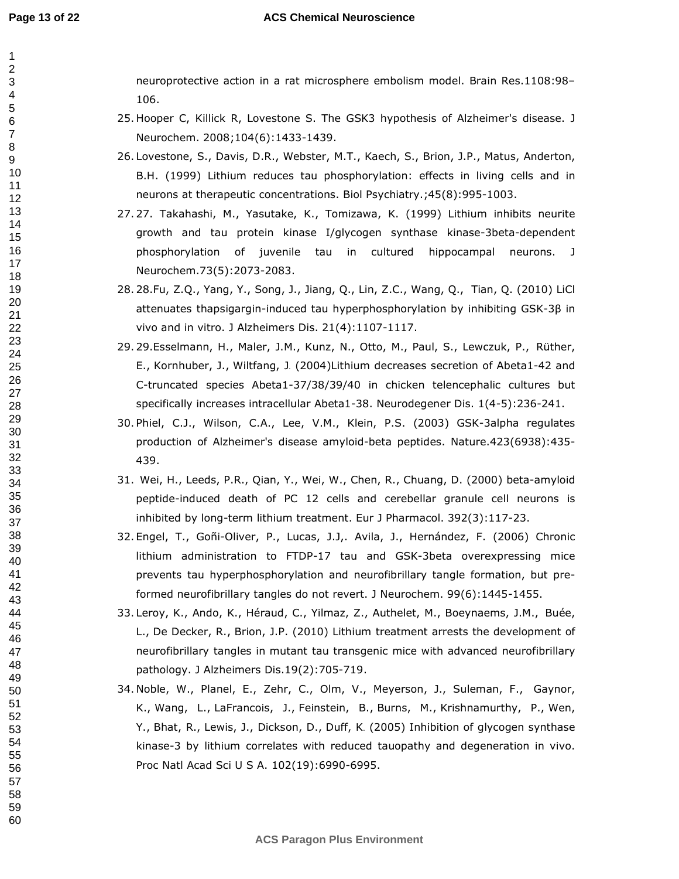neuroprotective action in a rat microsphere embolism model. Brain Res.1108:98–106.

25. Hooper C, Killick R, Lovestone S. The GSK3 hypothesis of Alzheimer's disease. J Neurochem. 2008;104(6):1433-1439.
26. Lovestone, S., Davis, D.R., Webster, M.T., Kaech, S., Brion, J.P., Matus, Anderton, B.H. (1999) Lithium reduces tau phosphorylation: effects in living cells and in neurons at therapeutic concentrations. Biol Psychiatry.;45(8):995-1003.
27. 27. Takahashi, M., Yasutake, K., Tomizawa, K. (1999) Lithium inhibits neurite growth and tau protein kinase I/glycogen synthase kinase-3beta-dependent phosphorylation of juvenile tau in cultured hippocampal neurons. J Neurochem.73(5):2073-2083.
28. 28.Fu, Z.Q., Yang, Y., Song, J., Jiang, Q., Lin, Z.C., Wang, Q., Tian, Q. (2010) LiCl attenuates thapsigargin-induced tau hyperphosphorylation by inhibiting GSK-3β in vivo and in vitro. J Alzheimers Dis. 21(4):1107-1117.
29. 29.Esselmann, H., Maler, J.M., Kunz, N., Otto, M., Paul, S., Lewczuk, P., Rüther, E., Kornhuber, J., Wiltfang, J. (2004)Lithium decreases secretion of Abeta1-42 and C-truncated species Abeta1-37/38/39/40 in chicken telencephalic cultures but specifically increases intracellular Abeta1-38. Neurodegener Dis. 1(4-5):236-241.
30. Phiel, C.J., Wilson, C.A., Lee, V.M., Klein, P.S. (2003) GSK-3alpha regulates production of Alzheimer's disease amyloid-beta peptides. Nature.423(6938):435-439.
31. Wei, H., Leeds, P.R., Qian, Y., Wei, W., Chen, R., Chuang, D. (2000) beta-amyloid peptide-induced death of PC 12 cells and cerebellar granule cell neurons is inhibited by long-term lithium treatment. Eur J Pharmacol. 392(3):117-23.
32. Engel, T., Goñi-Oliver, P., Lucas, J.J,. Avila, J., Hernández, F. (2006) Chronic lithium administration to FTDP-17 tau and GSK-3beta overexpressing mice prevents tau hyperphosphorylation and neurofibrillary tangle formation, but pre-formed neurofibrillary tangles do not revert. J Neurochem. 99(6):1445-1455.
33. Leroy, K., Ando, K., Héraud, C., Yilmaz, Z., Authelet, M., Boeynaems, J.M., Buée, L., De Decker, R., Brion, J.P. (2010) Lithium treatment arrests the development of neurofibrillary tangles in mutant tau transgenic mice with advanced neurofibrillary pathology. J Alzheimers Dis.19(2):705-719.
34. Noble, W., Planel, E., Zehr, C., Olm, V., Meyerson, J., Suleman, F., Gaynor, K., Wang, L., LaFrancois, J., Feinstein, B., Burns, M., Krishnamurthy, P., Wen, Y., Bhat, R., Lewis, J., Dickson, D., Duff, K. (2005) Inhibition of glycogen synthase kinase-3 by lithium correlates with reduced tauopathy and degeneration in vivo. Proc Natl Acad Sci U S A. 102(19):6990-6995.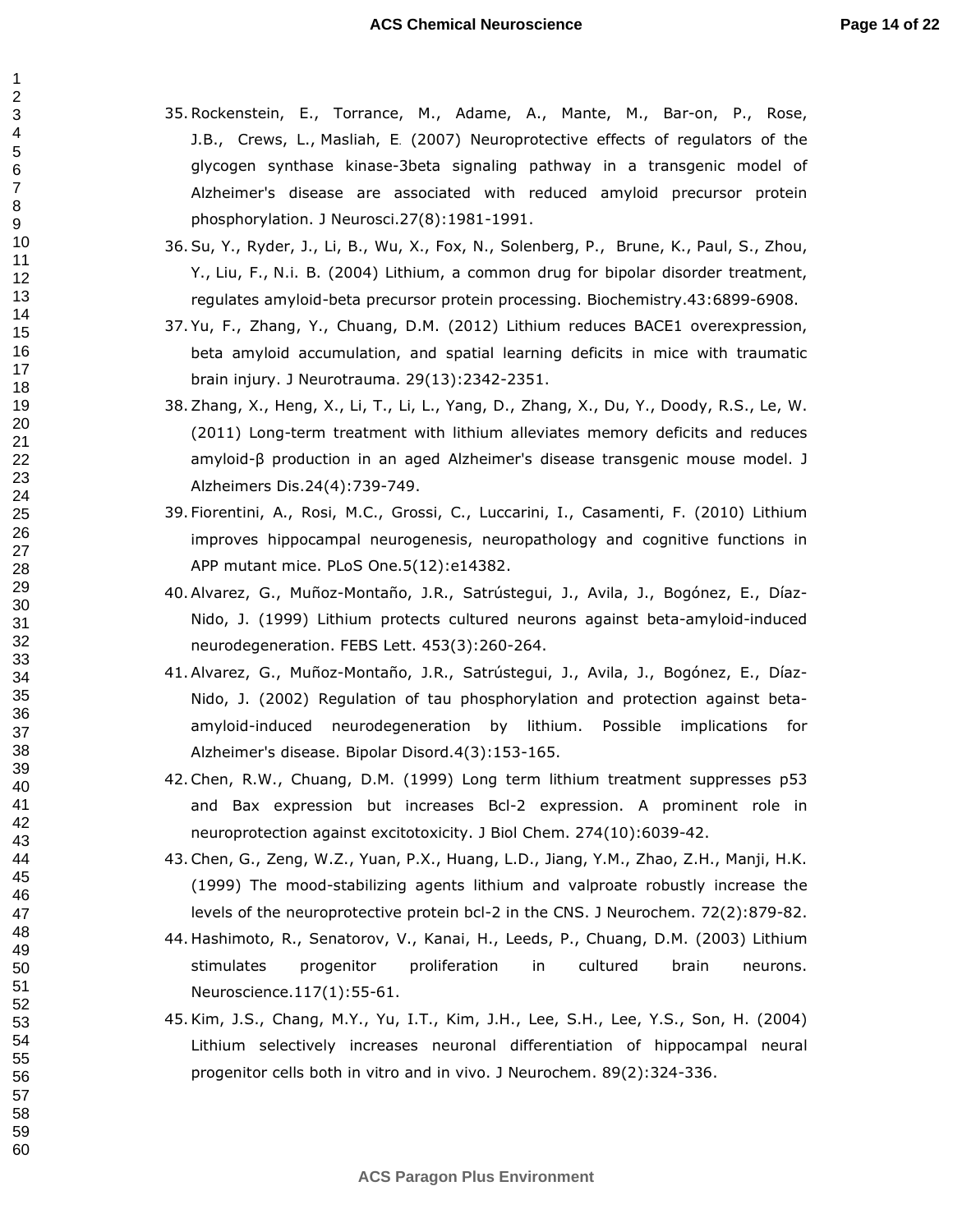35. Rockenstein, E., Torrance, M., Adame, A., Mante, M., Bar-on, P., Rose, J.B., Crews, L., Masliah, E. (2007) Neuroprotective effects of regulators of the glycogen synthase kinase-3beta signaling pathway in a transgenic model of Alzheimer's disease are associated with reduced amyloid precursor protein phosphorylation. J Neurosci.27(8):1981-1991.
36. Su, Y., Ryder, J., Li, B., Wu, X., Fox, N., Solenberg, P., Brune, K., Paul, S., Zhou, Y., Liu, F., N.i. B. (2004) Lithium, a common drug for bipolar disorder treatment, regulates amyloid-beta precursor protein processing. Biochemistry.43:6899-6908.
37. Yu, F., Zhang, Y., Chuang, D.M. (2012) Lithium reduces BACE1 overexpression, beta amyloid accumulation, and spatial learning deficits in mice with traumatic brain injury. J Neurotrauma. 29(13):2342-2351.
38. Zhang, X., Heng, X., Li, T., Li, L., Yang, D., Zhang, X., Du, Y., Doody, R.S., Le, W. (2011) Long-term treatment with lithium alleviates memory deficits and reduces amyloid-β production in an aged Alzheimer's disease transgenic mouse model. J Alzheimers Dis.24(4):739-749.
39. Fiorentini, A., Rosi, M.C., Grossi, C., Luccarini, I., Casamenti, F. (2010) Lithium improves hippocampal neurogenesis, neuropathology and cognitive functions in APP mutant mice. PLoS One.5(12):e14382.
40. Alvarez, G., Muñoz-Montaño, J.R., Satrústegui, J., Avila, J., Bogónez, E., Díaz-Nido, J. (1999) Lithium protects cultured neurons against beta-amyloid-induced neurodegeneration. FEBS Lett. 453(3):260-264.
41. Alvarez, G., Muñoz-Montaño, J.R., Satrústegui, J., Avila, J., Bogónez, E., Díaz-Nido, J. (2002) Regulation of tau phosphorylation and protection against beta-amyloid-induced neurodegeneration by lithium. Possible implications for Alzheimer's disease. Bipolar Disord.4(3):153-165.
42. Chen, R.W., Chuang, D.M. (1999) Long term lithium treatment suppresses p53 and Bax expression but increases Bcl-2 expression. A prominent role in neuroprotection against excitotoxicity. J Biol Chem. 274(10):6039-42.
43. Chen, G., Zeng, W.Z., Yuan, P.X., Huang, L.D., Jiang, Y.M., Zhao, Z.H., Manji, H.K. (1999) The mood-stabilizing agents lithium and valproate robustly increase the levels of the neuroprotective protein bcl-2 in the CNS. J Neurochem. 72(2):879-82.
44. Hashimoto, R., Senatorov, V., Kanai, H., Leeds, P., Chuang, D.M. (2003) Lithium stimulates progenitor proliferation in cultured brain neurons. Neuroscience.117(1):55-61.
45. Kim, J.S., Chang, M.Y., Yu, I.T., Kim, J.H., Lee, S.H., Lee, Y.S., Son, H. (2004) Lithium selectively increases neuronal differentiation of hippocampal neural progenitor cells both in vitro and in vivo. J Neurochem. 89(2):324-336.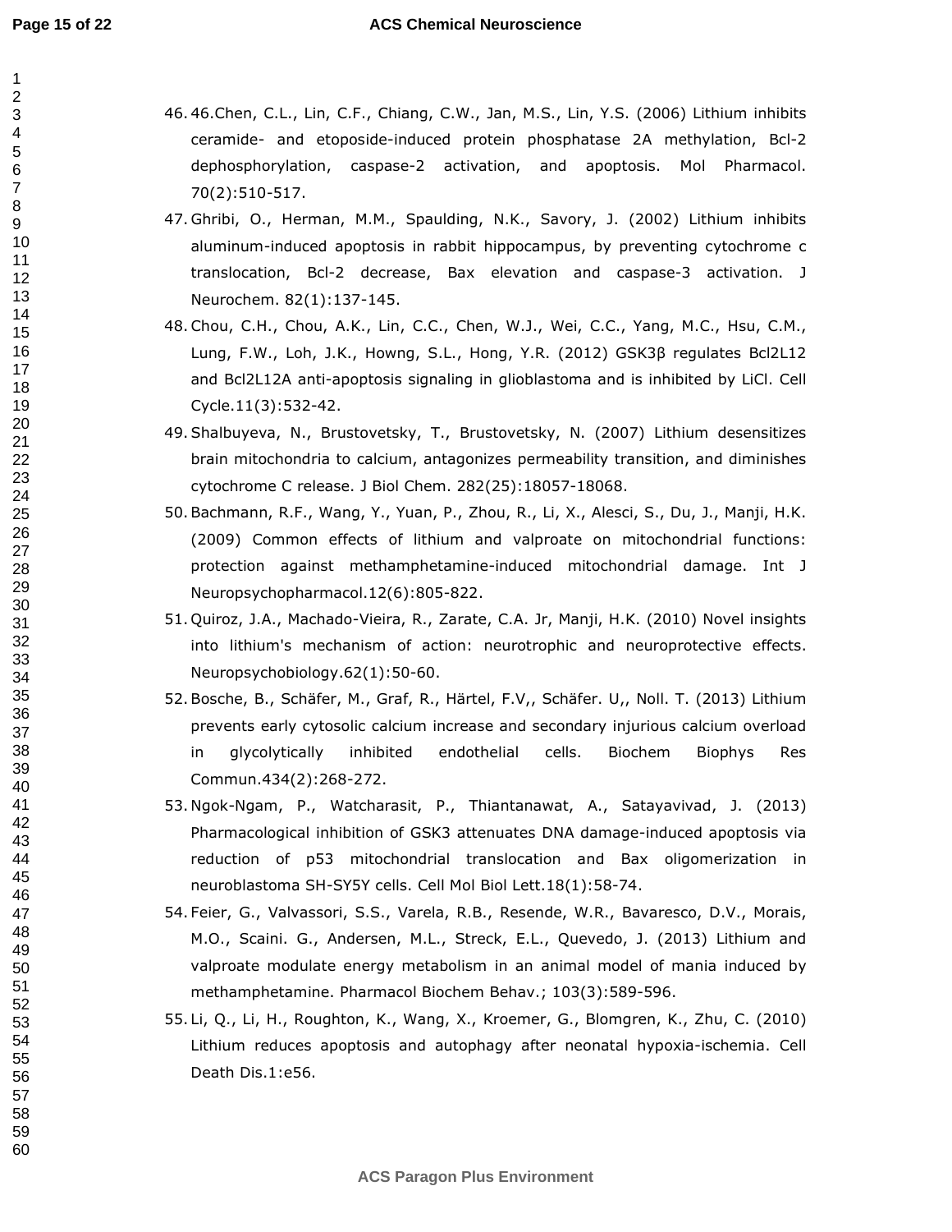46. 46.Chen, C.L., Lin, C.F., Chiang, C.W., Jan, M.S., Lin, Y.S. (2006) Lithium inhibits ceramide- and etoposide-induced protein phosphatase 2A methylation, Bcl-2 dephosphorylation, caspase-2 activation, and apoptosis. Mol Pharmacol. 70(2):510-517.
47. Ghribi, O., Herman, M.M., Spaulding, N.K., Savory, J. (2002) Lithium inhibits aluminum-induced apoptosis in rabbit hippocampus, by preventing cytochrome c translocation, Bcl-2 decrease, Bax elevation and caspase-3 activation. J Neurochem. 82(1):137-145.
48. Chou, C.H., Chou, A.K., Lin, C.C., Chen, W.J., Wei, C.C., Yang, M.C., Hsu, C.M., Lung, F.W., Loh, J.K., Howng, S.L., Hong, Y.R. (2012) GSK3β regulates Bcl2L12 and Bcl2L12A anti-apoptosis signaling in glioblastoma and is inhibited by LiCl. Cell Cycle.11(3):532-42.
49. Shalbuyeva, N., Brustovetsky, T., Brustovetsky, N. (2007) Lithium desensitizes brain mitochondria to calcium, antagonizes permeability transition, and diminishes cytochrome C release. J Biol Chem. 282(25):18057-18068.
50. Bachmann, R.F., Wang, Y., Yuan, P., Zhou, R., Li, X., Alesci, S., Du, J., Manji, H.K. (2009) Common effects of lithium and valproate on mitochondrial functions: protection against methamphetamine-induced mitochondrial damage. Int J Neuropsychopharmacol.12(6):805-822.
51. Quiroz, J.A., Machado-Vieira, R., Zarate, C.A. Jr, Manji, H.K. (2010) Novel insights into lithium's mechanism of action: neurotrophic and neuroprotective effects. Neuropsychobiology.62(1):50-60.
52. Bosche, B., Schäfer, M., Graf, R., Härtel, F.V,, Schäfer. U,, Noll. T. (2013) Lithium prevents early cytosolic calcium increase and secondary injurious calcium overload in glycolytically inhibited endothelial cells. Biochem Biophys Res Commun.434(2):268-272.
53. Ngok-Ngam, P., Watcharasit, P., Thiantanawat, A., Satayavivad, J. (2013) Pharmacological inhibition of GSK3 attenuates DNA damage-induced apoptosis via reduction of p53 mitochondrial translocation and Bax oligomerization in neuroblastoma SH-SY5Y cells. Cell Mol Biol Lett.18(1):58-74.
54. Feier, G., Valvassori, S.S., Varela, R.B., Resende, W.R., Bavaresco, D.V., Morais, M.O., Scaini. G., Andersen, M.L., Streck, E.L., Quevedo, J. (2013) Lithium and valproate modulate energy metabolism in an animal model of mania induced by methamphetamine. Pharmacol Biochem Behav.; 103(3):589-596.
55. Li, Q., Li, H., Roughton, K., Wang, X., Kroemer, G., Blomgren, K., Zhu, C. (2010) Lithium reduces apoptosis and autophagy after neonatal hypoxia-ischemia. Cell Death Dis.1:e56.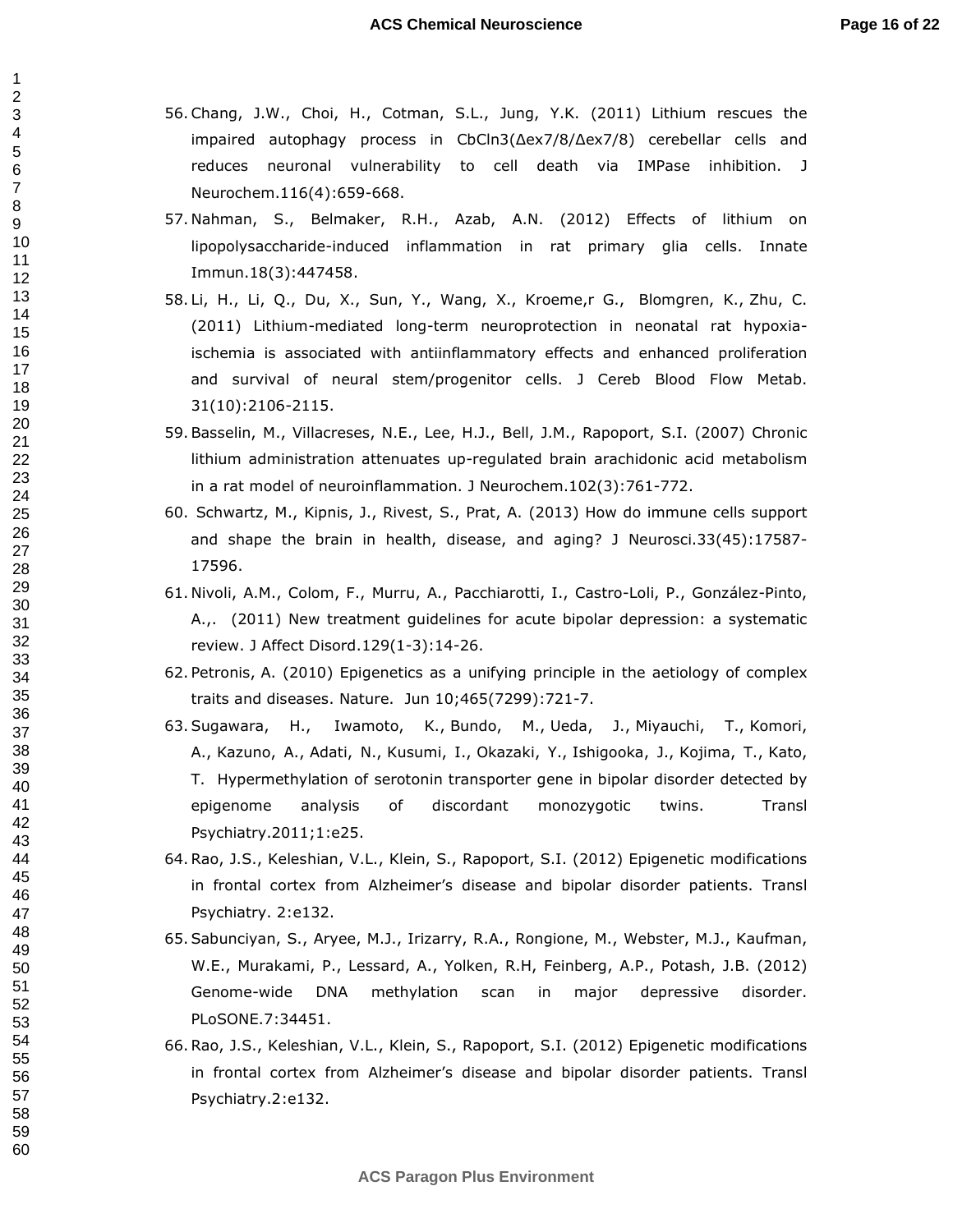56. Chang, J.W., Choi, H., Cotman, S.L., Jung, Y.K. (2011) Lithium rescues the impaired autophagy process in CbCln3(Δex7/8/Δex7/8) cerebellar cells and reduces neuronal vulnerability to cell death via IMPase inhibition. J Neurochem.116(4):659-668.
57. Nahman, S., Belmaker, R.H., Azab, A.N. (2012) Effects of lithium on lipopolysaccharide-induced inflammation in rat primary glia cells. Innate Immun.18(3):447458.
58. Li, H., Li, Q., Du, X., Sun, Y., Wang, X., Kroeme,r G., Blomgren, K., Zhu, C. (2011) Lithium-mediated long-term neuroprotection in neonatal rat hypoxia-ischemia is associated with antiinflammatory effects and enhanced proliferation and survival of neural stem/progenitor cells. J Cereb Blood Flow Metab. 31(10):2106-2115.
59. Basselin, M., Villacreses, N.E., Lee, H.J., Bell, J.M., Rapoport, S.I. (2007) Chronic lithium administration attenuates up-regulated brain arachidonic acid metabolism in a rat model of neuroinflammation. J Neurochem.102(3):761-772.
60. Schwartz, M., Kipnis, J., Rivest, S., Prat, A. (2013) How do immune cells support and shape the brain in health, disease, and aging? J Neurosci.33(45):17587-17596.
61. Nivoli, A.M., Colom, F., Murru, A., Pacchiarotti, I., Castro-Loli, P., González-Pinto, A.,. (2011) New treatment guidelines for acute bipolar depression: a systematic review. J Affect Disord.129(1-3):14-26.
62. Petronis, A. (2010) Epigenetics as a unifying principle in the aetiology of complex traits and diseases. Nature. Jun 10;465(7299):721-7.
63. Sugawara, H., Iwamoto, K., Bundo, M., Ueda, J., Miyauchi, T., Komori, A., Kazuno, A., Adati, N., Kusumi, I., Okazaki, Y., Ishigooka, J., Kojima, T., Kato, T. Hypermethylation of serotonin transporter gene in bipolar disorder detected by epigenome analysis of discordant monozygotic twins. Transl Psychiatry.2011;1:e25.
64. Rao, J.S., Keleshian, V.L., Klein, S., Rapoport, S.I. (2012) Epigenetic modifications in frontal cortex from Alzheimer's disease and bipolar disorder patients. Transl Psychiatry. 2:e132.
65. Sabunciyan, S., Aryee, M.J., Irizarry, R.A., Rongione, M., Webster, M.J., Kaufman, W.E., Murakami, P., Lessard, A., Yolken, R.H, Feinberg, A.P., Potash, J.B. (2012) Genome-wide DNA methylation scan in major depressive disorder. PLoSONE.7:34451.
66. Rao, J.S., Keleshian, V.L., Klein, S., Rapoport, S.I. (2012) Epigenetic modifications in frontal cortex from Alzheimer's disease and bipolar disorder patients. Transl Psychiatry.2:e132.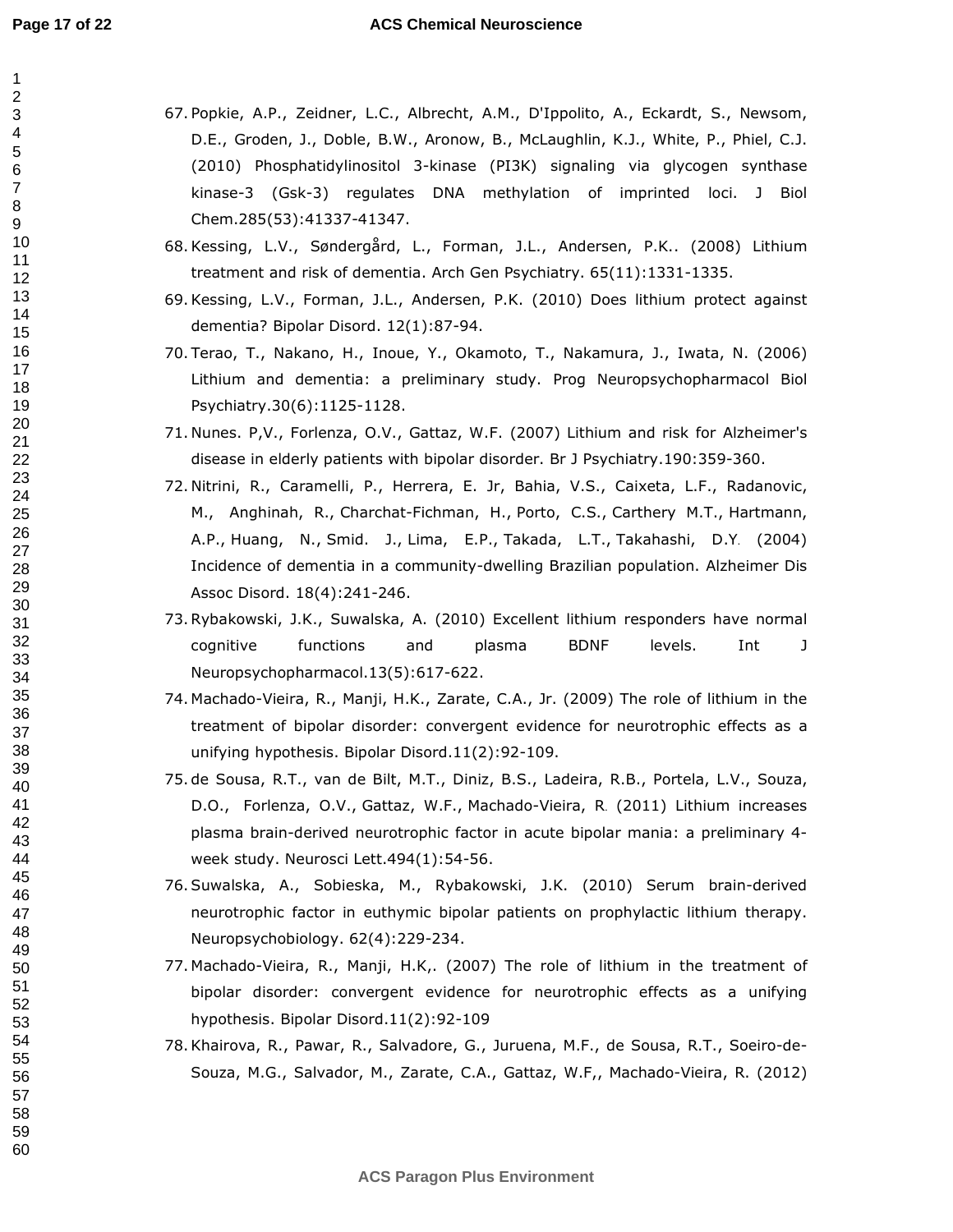67. Popkie, A.P., Zeidner, L.C., Albrecht, A.M., D'Ippolito, A., Eckardt, S., Newsom, D.E., Groden, J., Doble, B.W., Aronow, B., McLaughlin, K.J., White, P., Phiel, C.J. (2010) Phosphatidylinositol 3-kinase (PI3K) signaling via glycogen synthase kinase-3 (Gsk-3) regulates DNA methylation of imprinted loci. J Biol Chem.285(53):41337-41347.
68. Kessing, L.V., Søndergård, L., Forman, J.L., Andersen, P.K.. (2008) Lithium treatment and risk of dementia. Arch Gen Psychiatry. 65(11):1331-1335.
69. Kessing, L.V., Forman, J.L., Andersen, P.K. (2010) Does lithium protect against dementia? Bipolar Disord. 12(1):87-94.
70. Terao, T., Nakano, H., Inoue, Y., Okamoto, T., Nakamura, J., Iwata, N. (2006) Lithium and dementia: a preliminary study. Prog Neuropsychopharmacol Biol Psychiatry.30(6):1125-1128.
71. Nunes. P,V., Forlenza, O.V., Gattaz, W.F. (2007) Lithium and risk for Alzheimer's disease in elderly patients with bipolar disorder. Br J Psychiatry.190:359-360.
72. Nitrini, R., Caramelli, P., Herrera, E. Jr, Bahia, V.S., Caixeta, L.F., Radanovic, M., Anghinah, R., Charchat-Fichman, H., Porto, C.S., Carthery M.T., Hartmann, A.P., Huang, N., Smid. J., Lima, E.P., Takada, L.T., Takahashi, D.Y. (2004) Incidence of dementia in a community-dwelling Brazilian population. Alzheimer Dis Assoc Disord. 18(4):241-246.
73. Rybakowski, J.K., Suwalska, A. (2010) Excellent lithium responders have normal cognitive functions and plasma BDNF levels. Int J Neuropsychopharmacol.13(5):617-622.
74. Machado-Vieira, R., Manji, H.K., Zarate, C.A., Jr. (2009) The role of lithium in the treatment of bipolar disorder: convergent evidence for neurotrophic effects as a unifying hypothesis. Bipolar Disord.11(2):92-109.
75. de Sousa, R.T., van de Bilt, M.T., Diniz, B.S., Ladeira, R.B., Portela, L.V., Souza, D.O., Forlenza, O.V., Gattaz, W.F., Machado-Vieira, R. (2011) Lithium increases plasma brain-derived neurotrophic factor in acute bipolar mania: a preliminary 4-week study. Neurosci Lett.494(1):54-56.
76. Suwalska, A., Sobieska, M., Rybakowski, J.K. (2010) Serum brain-derived neurotrophic factor in euthymic bipolar patients on prophylactic lithium therapy. Neuropsychobiology. 62(4):229-234.
77. Machado-Vieira, R., Manji, H.K,. (2007) The role of lithium in the treatment of bipolar disorder: convergent evidence for neurotrophic effects as a unifying hypothesis. Bipolar Disord.11(2):92-109
78. Khairova, R., Pawar, R., Salvadore, G., Juruena, M.F., de Sousa, R.T., Soeiro-de-Souza, M.G., Salvador, M., Zarate, C.A., Gattaz, W.F,, Machado-Vieira, R. (2012)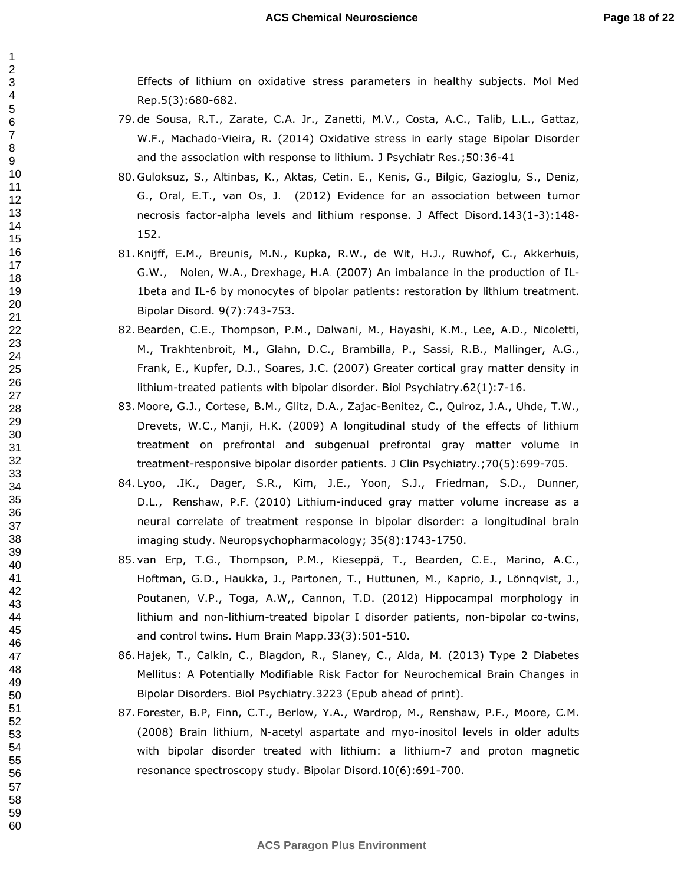Effects of lithium on oxidative stress parameters in healthy subjects. Mol Med Rep.5(3):680-682.

79. de Sousa, R.T., Zarate, C.A. Jr., Zanetti, M.V., Costa, A.C., Talib, L.L., Gattaz, W.F., Machado-Vieira, R. (2014) Oxidative stress in early stage Bipolar Disorder and the association with response to lithium. J Psychiatr Res.;50:36-41

80. Guloksuz, S., Altinbas, K., Aktas, Cetin. E., Kenis, G., Bilgic, Gazioglu, S., Deniz, G., Oral, E.T., van Os, J. (2012) Evidence for an association between tumor necrosis factor-alpha levels and lithium response. J Affect Disord.143(1-3):148-152.

81. Knijff, E.M., Breunis, M.N., Kupka, R.W., de Wit, H.J., Ruwhof, C., Akkerhuis, G.W., Nolen, W.A., Drexhage, H.A. (2007) An imbalance in the production of IL-1beta and IL-6 by monocytes of bipolar patients: restoration by lithium treatment. Bipolar Disord. 9(7):743-753.

82. Bearden, C.E., Thompson, P.M., Dalwani, M., Hayashi, K.M., Lee, A.D., Nicoletti, M., Trakhtenbroit, M., Glahn, D.C., Brambilla, P., Sassi, R.B., Mallinger, A.G., Frank, E., Kupfer, D.J., Soares, J.C. (2007) Greater cortical gray matter density in lithium-treated patients with bipolar disorder. Biol Psychiatry.62(1):7-16.

83. Moore, G.J., Cortese, B.M., Glitz, D.A., Zajac-Benitez, C., Quiroz, J.A., Uhde, T.W., Drevets, W.C., Manji, H.K. (2009) A longitudinal study of the effects of lithium treatment on prefrontal and subgenual prefrontal gray matter volume in treatment-responsive bipolar disorder patients. J Clin Psychiatry.;70(5):699-705.

84. Lyoo, .IK., Dager, S.R., Kim, J.E., Yoon, S.J., Friedman, S.D., Dunner, D.L., Renshaw, P.F. (2010) Lithium-induced gray matter volume increase as a neural correlate of treatment response in bipolar disorder: a longitudinal brain imaging study. Neuropsychopharmacology; 35(8):1743-1750.

85. van Erp, T.G., Thompson, P.M., Kieseppä, T., Bearden, C.E., Marino, A.C., Hoftman, G.D., Haukka, J., Partonen, T., Huttunen, M., Kaprio, J., Lönnqvist, J., Poutanen, V.P., Toga, A.W,, Cannon, T.D. (2012) Hippocampal morphology in lithium and non-lithium-treated bipolar I disorder patients, non-bipolar co-twins, and control twins. Hum Brain Mapp.33(3):501-510.

86. Hajek, T., Calkin, C., Blagdon, R., Slaney, C., Alda, M. (2013) Type 2 Diabetes Mellitus: A Potentially Modifiable Risk Factor for Neurochemical Brain Changes in Bipolar Disorders. Biol Psychiatry.3223 (Epub ahead of print).

87. Forester, B.P, Finn, C.T., Berlow, Y.A., Wardrop, M., Renshaw, P.F., Moore, C.M. (2008) Brain lithium, N-acetyl aspartate and myo-inositol levels in older adults with bipolar disorder treated with lithium: a lithium-7 and proton magnetic resonance spectroscopy study. Bipolar Disord.10(6):691-700.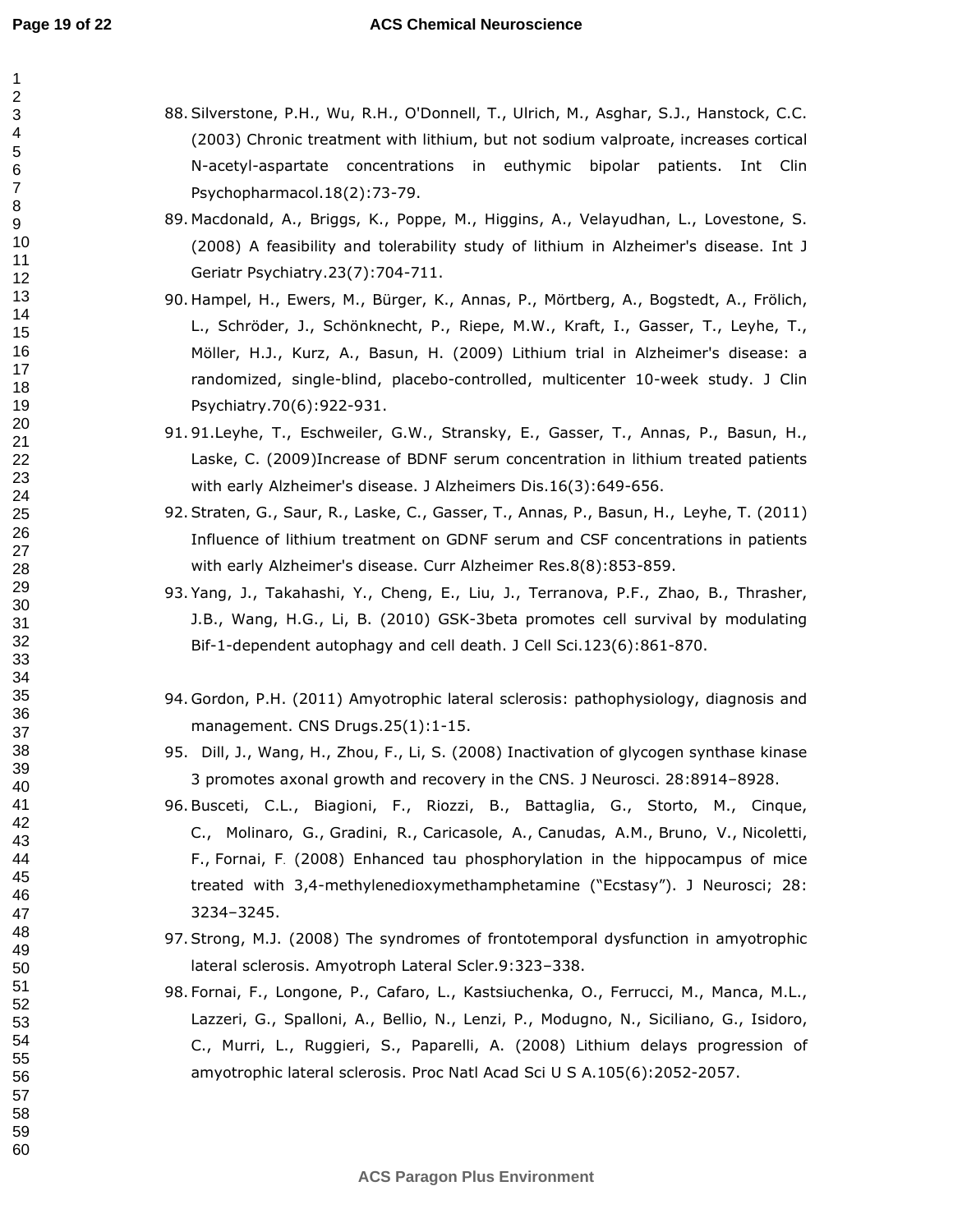88. Silverstone, P.H., Wu, R.H., O'Donnell, T., Ulrich, M., Asghar, S.J., Hanstock, C.C. (2003) Chronic treatment with lithium, but not sodium valproate, increases cortical N-acetyl-aspartate concentrations in euthymic bipolar patients. Int Clin Psychopharmacol.18(2):73-79.
89. Macdonald, A., Briggs, K., Poppe, M., Higgins, A., Velayudhan, L., Lovestone, S. (2008) A feasibility and tolerability study of lithium in Alzheimer's disease. Int J Geriatr Psychiatry.23(7):704-711.
90. Hampel, H., Ewers, M., Bürger, K., Annas, P., Mörtberg, A., Bogstedt, A., Frölich, L., Schröder, J., Schönknecht, P., Riepe, M.W., Kraft, I., Gasser, T., Leyhe, T., Möller, H.J., Kurz, A., Basun, H. (2009) Lithium trial in Alzheimer's disease: a randomized, single-blind, placebo-controlled, multicenter 10-week study. J Clin Psychiatry.70(6):922-931.
91. 91.Leyhe, T., Eschweiler, G.W., Stransky, E., Gasser, T., Annas, P., Basun, H., Laske, C. (2009)Increase of BDNF serum concentration in lithium treated patients with early Alzheimer's disease. J Alzheimers Dis.16(3):649-656.
92. Straten, G., Saur, R., Laske, C., Gasser, T., Annas, P., Basun, H., Leyhe, T. (2011) Influence of lithium treatment on GDNF serum and CSF concentrations in patients with early Alzheimer's disease. Curr Alzheimer Res.8(8):853-859.
93. Yang, J., Takahashi, Y., Cheng, E., Liu, J., Terranova, P.F., Zhao, B., Thrasher, J.B., Wang, H.G., Li, B. (2010) GSK-3beta promotes cell survival by modulating Bif-1-dependent autophagy and cell death. J Cell Sci.123(6):861-870.
94. Gordon, P.H. (2011) Amyotrophic lateral sclerosis: pathophysiology, diagnosis and management. CNS Drugs.25(1):1-15.
95. Dill, J., Wang, H., Zhou, F., Li, S. (2008) Inactivation of glycogen synthase kinase 3 promotes axonal growth and recovery in the CNS. J Neurosci. 28:8914–8928.
96. Busceti, C.L., Biagioni, F., Riozzi, B., Battaglia, G., Storto, M., Cinque, C., Molinaro, G., Gradini, R., Caricasole, A., Canudas, A.M., Bruno, V., Nicoletti, F., Fornai, F. (2008) Enhanced tau phosphorylation in the hippocampus of mice treated with 3,4-methylenedioxymethamphetamine ("Ecstasy"). J Neurosci; 28: 3234–3245.
97. Strong, M.J. (2008) The syndromes of frontotemporal dysfunction in amyotrophic lateral sclerosis. Amyotroph Lateral Scler.9:323–338.
98. Fornai, F., Longone, P., Cafaro, L., Kastsiuchenka, O., Ferrucci, M., Manca, M.L., Lazzeri, G., Spalloni, A., Bellio, N., Lenzi, P., Modugno, N., Siciliano, G., Isidoro, C., Murri, L., Ruggieri, S., Paparelli, A. (2008) Lithium delays progression of amyotrophic lateral sclerosis. Proc Natl Acad Sci U S A.105(6):2052-2057.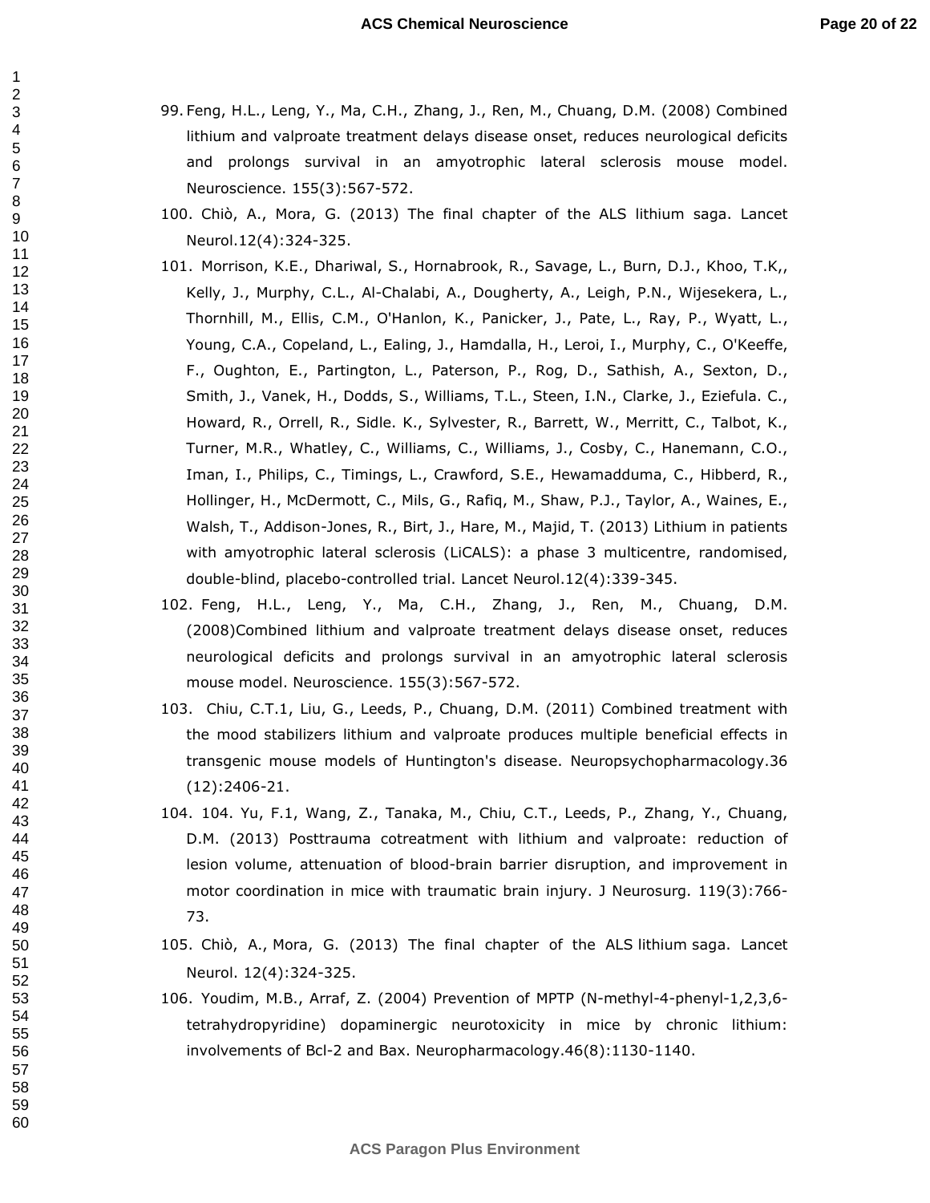99. Feng, H.L., Leng, Y., Ma, C.H., Zhang, J., Ren, M., Chuang, D.M. (2008) Combined lithium and valproate treatment delays disease onset, reduces neurological deficits and prolongs survival in an amyotrophic lateral sclerosis mouse model. Neuroscience. 155(3):567-572.
100. Chiò, A., Mora, G. (2013) The final chapter of the ALS lithium saga. Lancet Neurol.12(4):324-325.
101. Morrison, K.E., Dhariwal, S., Hornabrook, R., Savage, L., Burn, D.J., Khoo, T.K,, Kelly, J., Murphy, C.L., Al-Chalabi, A., Dougherty, A., Leigh, P.N., Wijesekera, L., Thornhill, M., Ellis, C.M., O'Hanlon, K., Panicker, J., Pate, L., Ray, P., Wyatt, L., Young, C.A., Copeland, L., Ealing, J., Hamdalla, H., Leroi, I., Murphy, C., O'Keeffe, F., Oughton, E., Partington, L., Paterson, P., Rog, D., Sathish, A., Sexton, D., Smith, J., Vanek, H., Dodds, S., Williams, T.L., Steen, I.N., Clarke, J., Eziefula. C., Howard, R., Orrell, R., Sidle. K., Sylvester, R., Barrett, W., Merritt, C., Talbot, K., Turner, M.R., Whatley, C., Williams, C., Williams, J., Cosby, C., Hanemann, C.O., Iman, I., Philips, C., Timings, L., Crawford, S.E., Hewamadduma, C., Hibberd, R., Hollinger, H., McDermott, C., Mils, G., Rafiq, M., Shaw, P.J., Taylor, A., Waines, E., Walsh, T., Addison-Jones, R., Birt, J., Hare, M., Majid, T. (2013) Lithium in patients with amyotrophic lateral sclerosis (LiCALS): a phase 3 multicentre, randomised, double-blind, placebo-controlled trial. Lancet Neurol.12(4):339-345.
102. Feng, H.L., Leng, Y., Ma, C.H., Zhang, J., Ren, M., Chuang, D.M. (2008)Combined lithium and valproate treatment delays disease onset, reduces neurological deficits and prolongs survival in an amyotrophic lateral sclerosis mouse model. Neuroscience. 155(3):567-572.
103. Chiu, C.T.1, Liu, G., Leeds, P., Chuang, D.M. (2011) Combined treatment with the mood stabilizers lithium and valproate produces multiple beneficial effects in transgenic mouse models of Huntington's disease. Neuropsychopharmacology.36 (12):2406-21.
104. 104. Yu, F.1, Wang, Z., Tanaka, M., Chiu, C.T., Leeds, P., Zhang, Y., Chuang, D.M. (2013) Posttrauma cotreatment with lithium and valproate: reduction of lesion volume, attenuation of blood-brain barrier disruption, and improvement in motor coordination in mice with traumatic brain injury. J Neurosurg. 119(3):766-73.
105. Chiò, A., Mora, G. (2013) The final chapter of the ALS lithium saga. Lancet Neurol. 12(4):324-325.
106. Youdim, M.B., Arraf, Z. (2004) Prevention of MPTP (N-methyl-4-phenyl-1,2,3,6-tetrahydropyridine) dopaminergic neurotoxicity in mice by chronic lithium: involvements of Bcl-2 and Bax. Neuropharmacology.46(8):1130-1140.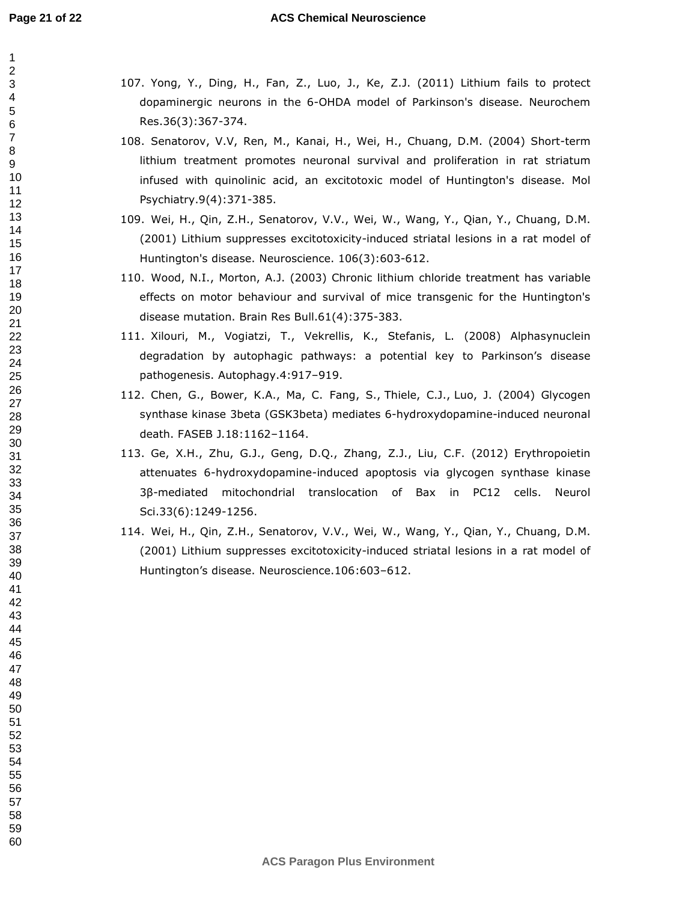107. Yong, Y., Ding, H., Fan, Z., Luo, J., Ke, Z.J. (2011) Lithium fails to protect dopaminergic neurons in the 6-OHDA model of Parkinson's disease. Neurochem Res.36(3):367-374.

108. Senatorov, V.V, Ren, M., Kanai, H., Wei, H., Chuang, D.M. (2004) Short-term lithium treatment promotes neuronal survival and proliferation in rat striatum infused with quinolinic acid, an excitotoxic model of Huntington's disease. Mol Psychiatry.9(4):371-385.

109. Wei, H., Qin, Z.H., Senatorov, V.V., Wei, W., Wang, Y., Qian, Y., Chuang, D.M. (2001) Lithium suppresses excitotoxicity-induced striatal lesions in a rat model of Huntington's disease. Neuroscience. 106(3):603-612.

110. Wood, N.I., Morton, A.J. (2003) Chronic lithium chloride treatment has variable effects on motor behaviour and survival of mice transgenic for the Huntington's disease mutation. Brain Res Bull.61(4):375-383.

111. Xilouri, M., Vogiatzi, T., Vekrellis, K., Stefanis, L. (2008) Alphasynuclein degradation by autophagic pathways: a potential key to Parkinson's disease pathogenesis. Autophagy.4:917–919.

112. Chen, G., Bower, K.A., Ma, C. Fang, S., Thiele, C.J., Luo, J. (2004) Glycogen synthase kinase 3beta (GSK3beta) mediates 6-hydroxydopamine-induced neuronal death. FASEB J.18:1162–1164.

113. Ge, X.H., Zhu, G.J., Geng, D.Q., Zhang, Z.J., Liu, C.F. (2012) Erythropoietin attenuates 6-hydroxydopamine-induced apoptosis via glycogen synthase kinase 3β-mediated mitochondrial translocation of Bax in PC12 cells. Neurol Sci.33(6):1249-1256.

114. Wei, H., Qin, Z.H., Senatorov, V.V., Wei, W., Wang, Y., Qian, Y., Chuang, D.M. (2001) Lithium suppresses excitotoxicity-induced striatal lesions in a rat model of Huntington's disease. Neuroscience.106:603–612.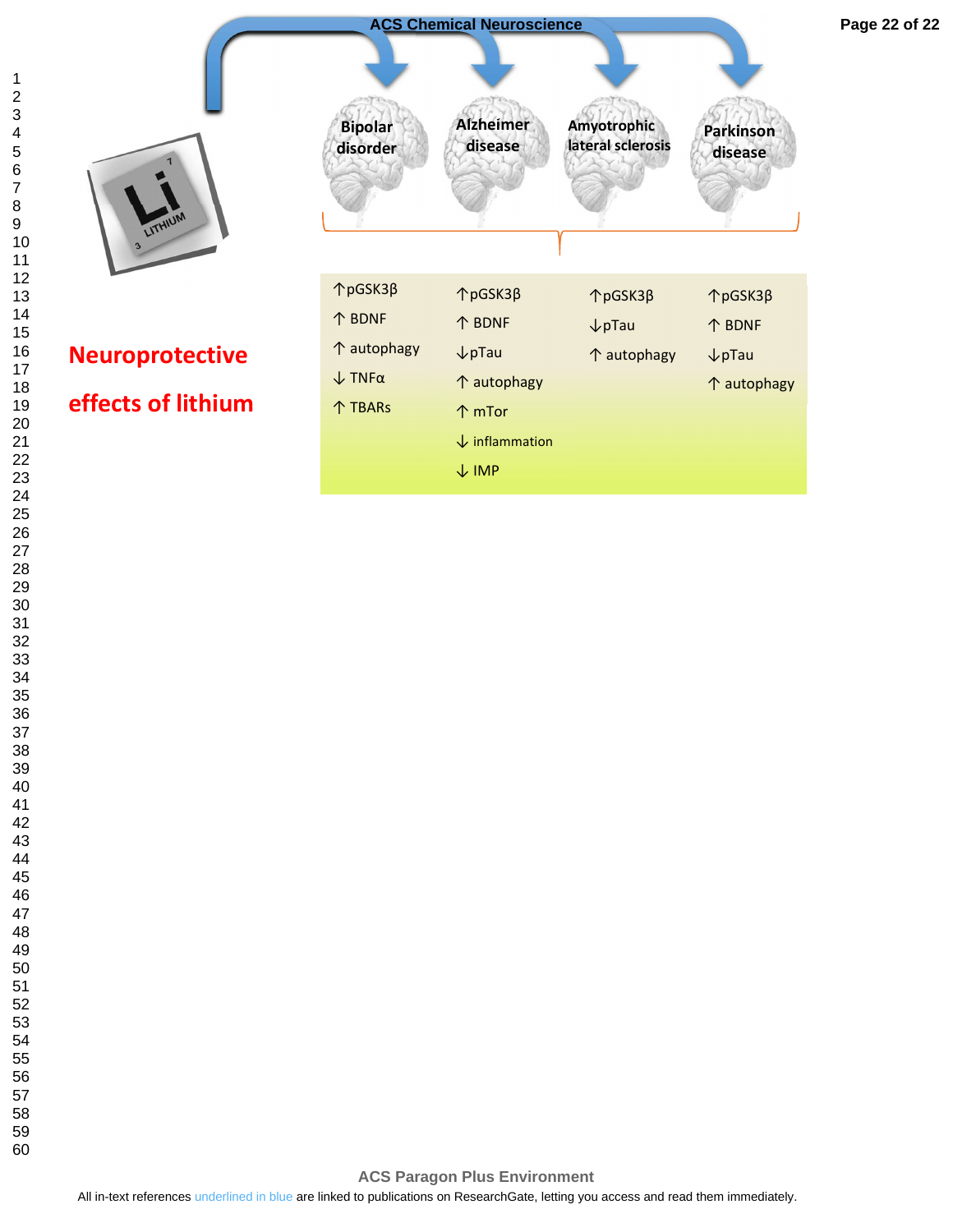Li
LITHIUM
7
3

Neuroprotective effects of lithium

Bipolar disorder

Alzheimer disease

Amyotrophic lateral sclerosis

Parkinson disease

↑pGSK3β
↑ BDNF
↑ autophagy
↓ TNFα
↑ TBARs

↑pGSK3β
↑ BDNF
↓pTau
↑ autophagy
↑ mTor
↓ inflammation
↓ IMP

↑pGSK3β
↓pTau
↑ autophagy

↑pGSK3β
↑ BDNF
↓pTau
↑ autophagy